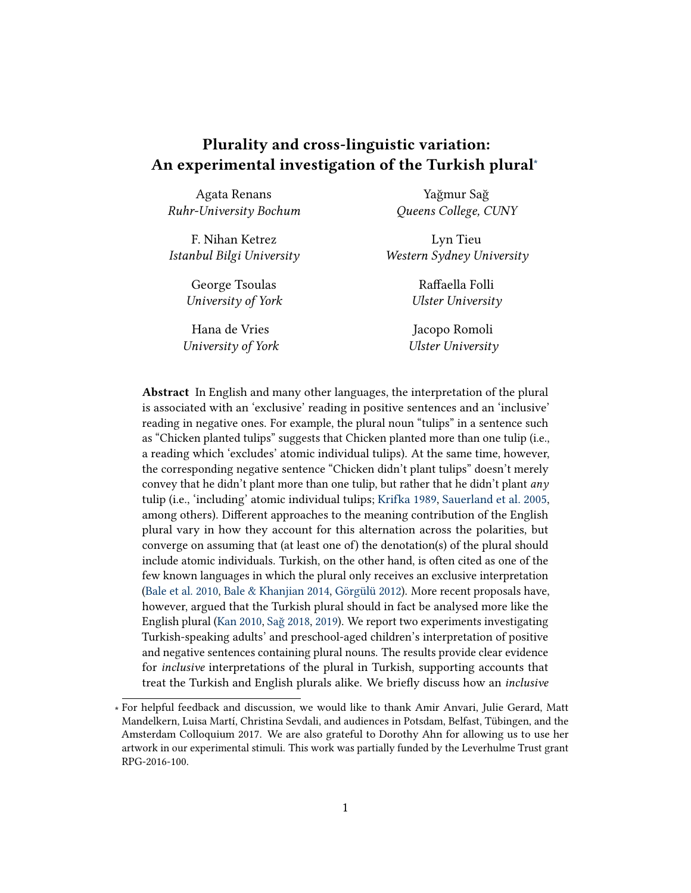# Plurality and cross-linguistic variation: An experimental investigation of the Turkish plural*

Agata Renans
*Ruhr-University Bochum*

Yağmur Sağ
*Queens College, CUNY*

F. Nihan Ketrez
*Istanbul Bilgi University*

Lyn Tieu
*Western Sydney University*

George Tsoulas
*University of York*

Raffaella Folli
*Ulster University*

Hana de Vries
*University of York*

Jacopo Romoli
*Ulster University*

**Abstract** In English and many other languages, the interpretation of the plural is associated with an 'exclusive' reading in positive sentences and an 'inclusive' reading in negative ones. For example, the plural noun "tulips" in a sentence such as "Chicken planted tulips" suggests that Chicken planted more than one tulip (i.e., a reading which 'excludes' atomic individual tulips). At the same time, however, the corresponding negative sentence "Chicken didn't plant tulips" doesn't merely convey that he didn't plant more than one tulip, but rather that he didn't plant *any* tulip (i.e., 'including' atomic individual tulips; Krifka 1989, Sauerland et al. 2005, among others). Different approaches to the meaning contribution of the English plural vary in how they account for this alternation across the polarities, but converge on assuming that (at least one of) the denotation(s) of the plural should include atomic individuals. Turkish, on the other hand, is often cited as one of the few known languages in which the plural only receives an exclusive interpretation (Bale et al. 2010, Bale & Khanjian 2014, Görgülü 2012). More recent proposals have, however, argued that the Turkish plural should in fact be analysed more like the English plural (Kan 2010, Sağ 2018, 2019). We report two experiments investigating Turkish-speaking adults' and preschool-aged children's interpretation of positive and negative sentences containing plural nouns. The results provide clear evidence for *inclusive* interpretations of the plural in Turkish, supporting accounts that treat the Turkish and English plurals alike. We briefly discuss how an *inclusive*

* For helpful feedback and discussion, we would like to thank Amir Anvari, Julie Gerard, Matt Mandelkern, Luisa Martí, Christina Sevdali, and audiences in Potsdam, Belfast, Tübingen, and the Amsterdam Colloquium 2017. We are also grateful to Dorothy Ahn for allowing us to use her artwork in our experimental stimuli. This work was partially funded by the Leverhulme Trust grant RPG-2016-100.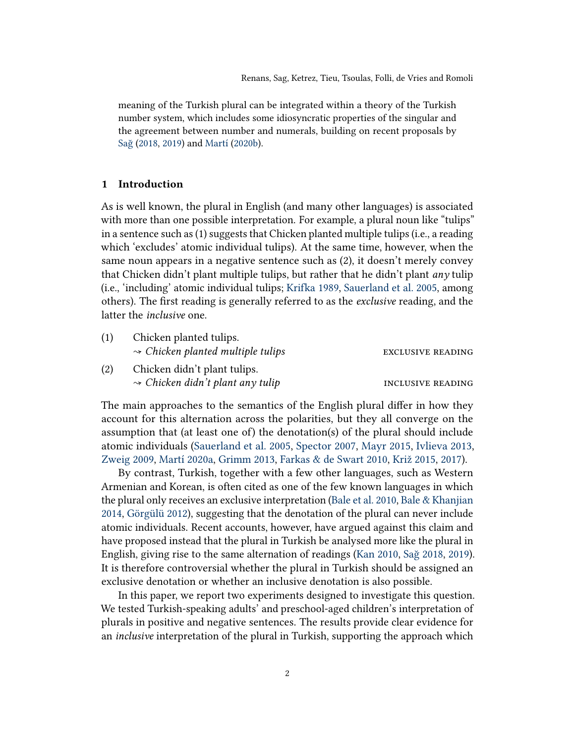meaning of the Turkish plural can be integrated within a theory of the Turkish number system, which includes some idiosyncratic properties of the singular and the agreement between number and numerals, building on recent proposals by Sağ (2018, 2019) and Martí (2020b).

## 1 Introduction

As is well known, the plural in English (and many other languages) is associated with more than one possible interpretation. For example, a plural noun like "tulips" in a sentence such as (1) suggests that Chicken planted multiple tulips (i.e., a reading which 'excludes' atomic individual tulips). At the same time, however, when the same noun appears in a negative sentence such as (2), it doesn't merely convey that Chicken didn't plant multiple tulips, but rather that he didn't plant *any* tulip (i.e., 'including' atomic individual tulips; Krifka 1989, Sauerland et al. 2005, among others). The first reading is generally referred to as the *exclusive* reading, and the latter the *inclusive* one.

(1) Chicken planted tulips.
  ⤳ *Chicken planted multiple tulips* — EXCLUSIVE READING

(2) Chicken didn't plant tulips.
  ⤳ *Chicken didn't plant any tulip* — INCLUSIVE READING

The main approaches to the semantics of the English plural differ in how they account for this alternation across the polarities, but they all converge on the assumption that (at least one of) the denotation(s) of the plural should include atomic individuals (Sauerland et al. 2005, Spector 2007, Mayr 2015, Ivlieva 2013, Zweig 2009, Martí 2020a, Grimm 2013, Farkas & de Swart 2010, Križ 2015, 2017).

By contrast, Turkish, together with a few other languages, such as Western Armenian and Korean, is often cited as one of the few known languages in which the plural only receives an exclusive interpretation (Bale et al. 2010, Bale & Khanjian 2014, Görgülü 2012), suggesting that the denotation of the plural can never include atomic individuals. Recent accounts, however, have argued against this claim and have proposed instead that the plural in Turkish be analysed more like the plural in English, giving rise to the same alternation of readings (Kan 2010, Sağ 2018, 2019). It is therefore controversial whether the plural in Turkish should be assigned an exclusive denotation or whether an inclusive denotation is also possible.

In this paper, we report two experiments designed to investigate this question. We tested Turkish-speaking adults' and preschool-aged children's interpretation of plurals in positive and negative sentences. The results provide clear evidence for an *inclusive* interpretation of the plural in Turkish, supporting the approach which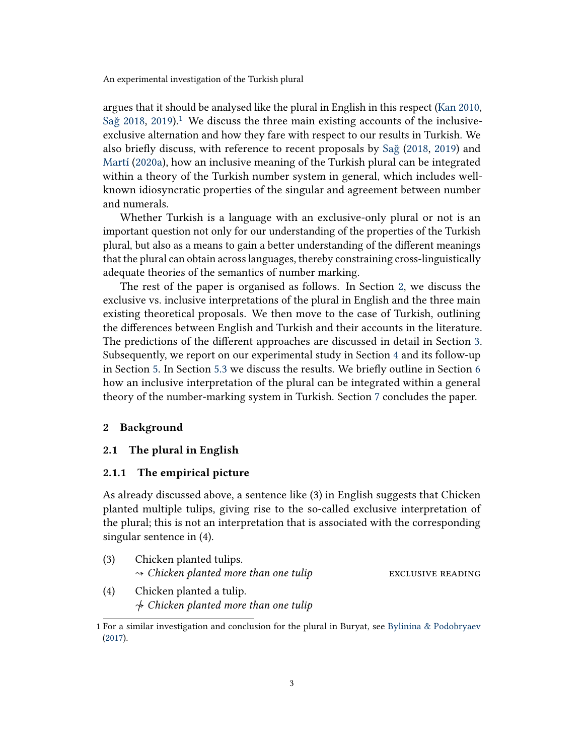argues that it should be analysed like the plural in English in this respect (Kan 2010, Sağ 2018, 2019).[1] We discuss the three main existing accounts of the inclusive-exclusive alternation and how they fare with respect to our results in Turkish. We also briefly discuss, with reference to recent proposals by Sağ (2018, 2019) and Martí (2020a), how an inclusive meaning of the Turkish plural can be integrated within a theory of the Turkish number system in general, which includes well-known idiosyncratic properties of the singular and agreement between number and numerals.

Whether Turkish is a language with an exclusive-only plural or not is an important question not only for our understanding of the properties of the Turkish plural, but also as a means to gain a better understanding of the different meanings that the plural can obtain across languages, thereby constraining cross-linguistically adequate theories of the semantics of number marking.

The rest of the paper is organised as follows. In Section 2, we discuss the exclusive vs. inclusive interpretations of the plural in English and the three main existing theoretical proposals. We then move to the case of Turkish, outlining the differences between English and Turkish and their accounts in the literature. The predictions of the different approaches are discussed in detail in Section 3. Subsequently, we report on our experimental study in Section 4 and its follow-up in Section 5. In Section 5.3 we discuss the results. We briefly outline in Section 6 how an inclusive interpretation of the plural can be integrated within a general theory of the number-marking system in Turkish. Section 7 concludes the paper.

## 2 Background

### 2.1 The plural in English

#### 2.1.1 The empirical picture

As already discussed above, a sentence like (3) in English suggests that Chicken planted multiple tulips, giving rise to the so-called exclusive interpretation of the plural; this is not an interpretation that is associated with the corresponding singular sentence in (4).

(3) Chicken planted tulips.
  ⇝ *Chicken planted more than one tulip* EXCLUSIVE READING

(4) Chicken planted a tulip.
  ⇝̸ *Chicken planted more than one tulip*

[1] For a similar investigation and conclusion for the plural in Buryat, see Bylinina & Podobryaev (2017).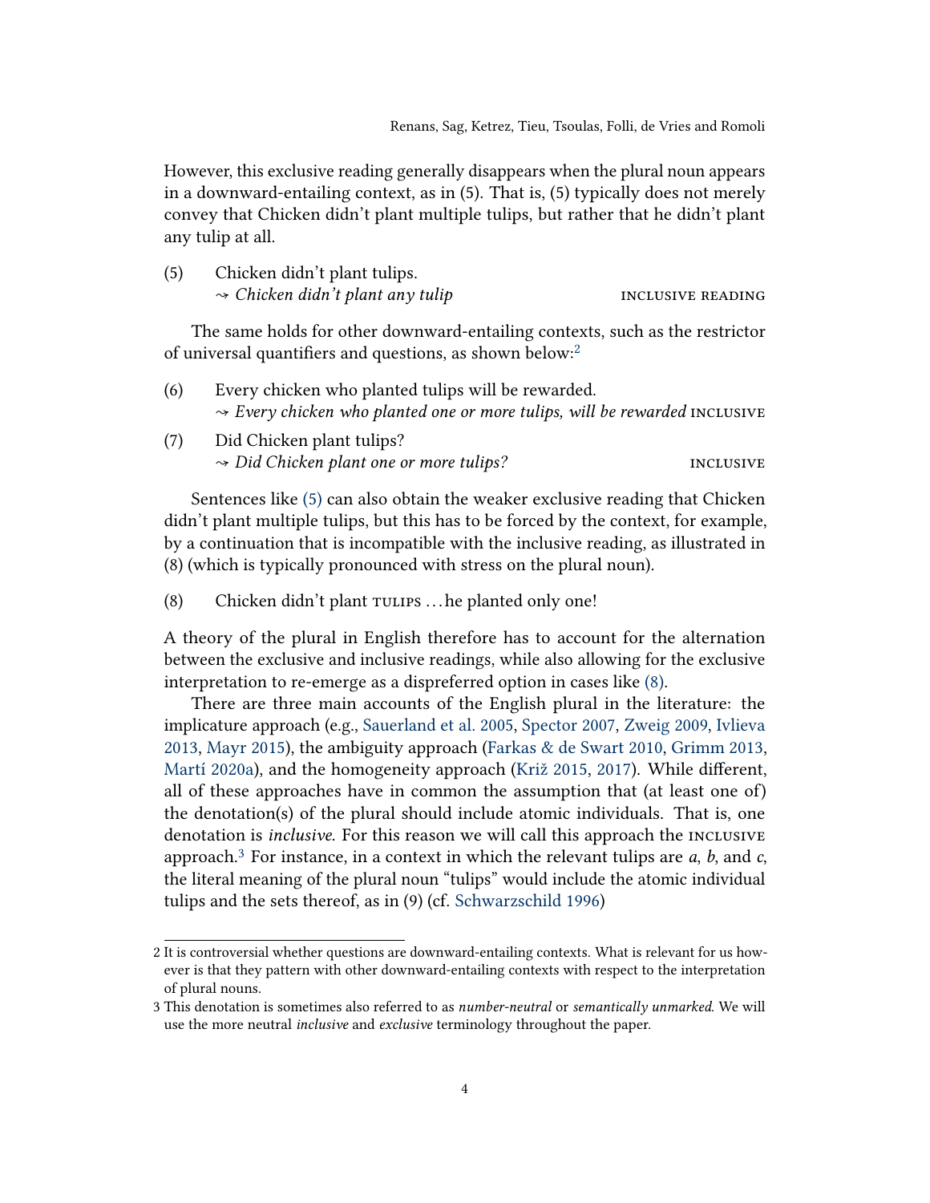However, this exclusive reading generally disappears when the plural noun appears in a downward-entailing context, as in (5). That is, (5) typically does not merely convey that Chicken didn't plant multiple tulips, but rather that he didn't plant any tulip at all.

(5) Chicken didn't plant tulips.
$\rightsquigarrow$ *Chicken didn't plant any tulip* INCLUSIVE READING

The same holds for other downward-entailing contexts, such as the restrictor of universal quantifiers and questions, as shown below:[2]

(6) Every chicken who planted tulips will be rewarded.
$\rightsquigarrow$ *Every chicken who planted one or more tulips, will be rewarded* INCLUSIVE

(7) Did Chicken plant tulips?
$\rightsquigarrow$ *Did Chicken plant one or more tulips?* INCLUSIVE

Sentences like (5) can also obtain the weaker exclusive reading that Chicken didn't plant multiple tulips, but this has to be forced by the context, for example, by a continuation that is incompatible with the inclusive reading, as illustrated in (8) (which is typically pronounced with stress on the plural noun).

(8) Chicken didn't plant TULIPS …he planted only one!

A theory of the plural in English therefore has to account for the alternation between the exclusive and inclusive readings, while also allowing for the exclusive interpretation to re-emerge as a dispreferred option in cases like (8).

There are three main accounts of the English plural in the literature: the implicature approach (e.g., Sauerland et al. 2005, Spector 2007, Zweig 2009, Ivlieva 2013, Mayr 2015), the ambiguity approach (Farkas & de Swart 2010, Grimm 2013, Martí 2020a), and the homogeneity approach (Križ 2015, 2017). While different, all of these approaches have in common the assumption that (at least one of) the denotation(s) of the plural should include atomic individuals. That is, one denotation is *inclusive*. For this reason we will call this approach the INCLUSIVE approach.[3] For instance, in a context in which the relevant tulips are *a*, *b*, and *c*, the literal meaning of the plural noun "tulips" would include the atomic individual tulips and the sets thereof, as in (9) (cf. Schwarzschild 1996)

2 It is controversial whether questions are downward-entailing contexts. What is relevant for us however is that they pattern with other downward-entailing contexts with respect to the interpretation of plural nouns.

3 This denotation is sometimes also referred to as *number-neutral* or *semantically unmarked*. We will use the more neutral *inclusive* and *exclusive* terminology throughout the paper.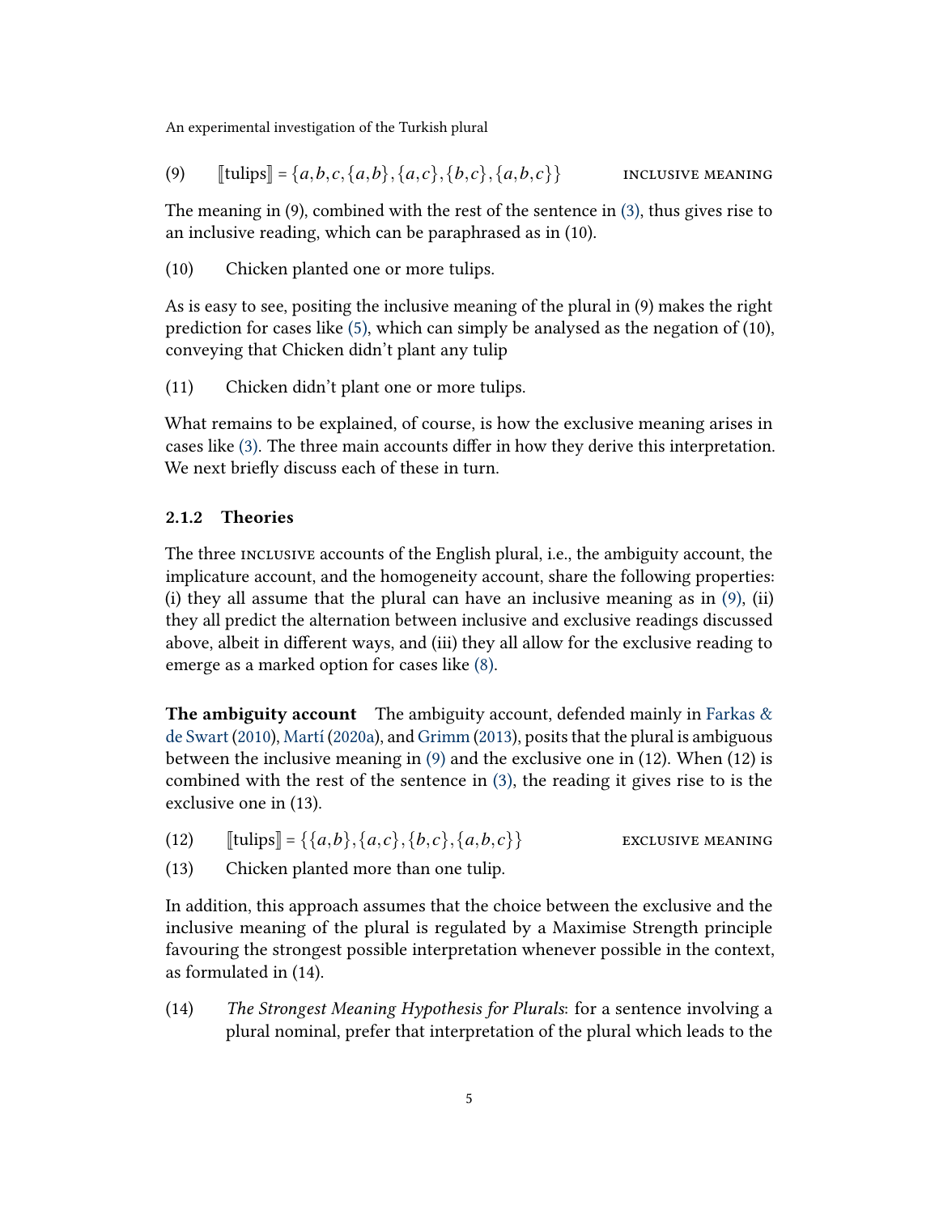(9) $[\![\text{tulips}]\!] = \{a,b,c,\{a,b\},\{a,c\},\{b,c\},\{a,b,c\}\}$ INCLUSIVE MEANING

The meaning in (9), combined with the rest of the sentence in (3), thus gives rise to an inclusive reading, which can be paraphrased as in (10).

(10) Chicken planted one or more tulips.

As is easy to see, positing the inclusive meaning of the plural in (9) makes the right prediction for cases like (5), which can simply be analysed as the negation of (10), conveying that Chicken didn't plant any tulip

(11) Chicken didn't plant one or more tulips.

What remains to be explained, of course, is how the exclusive meaning arises in cases like (3). The three main accounts differ in how they derive this interpretation. We next briefly discuss each of these in turn.

### 2.1.2 Theories

The three INCLUSIVE accounts of the English plural, i.e., the ambiguity account, the implicature account, and the homogeneity account, share the following properties: (i) they all assume that the plural can have an inclusive meaning as in (9), (ii) they all predict the alternation between inclusive and exclusive readings discussed above, albeit in different ways, and (iii) they all allow for the exclusive reading to emerge as a marked option for cases like (8).

**The ambiguity account** The ambiguity account, defended mainly in Farkas & de Swart (2010), Martí (2020a), and Grimm (2013), posits that the plural is ambiguous between the inclusive meaning in (9) and the exclusive one in (12). When (12) is combined with the rest of the sentence in (3), the reading it gives rise to is the exclusive one in (13).

(12) $[\![\text{tulips}]\!] = \{\{a,b\},\{a,c\},\{b,c\},\{a,b,c\}\}$ EXCLUSIVE MEANING

(13) Chicken planted more than one tulip.

In addition, this approach assumes that the choice between the exclusive and the inclusive meaning of the plural is regulated by a Maximise Strength principle favouring the strongest possible interpretation whenever possible in the context, as formulated in (14).

(14) *The Strongest Meaning Hypothesis for Plurals*: for a sentence involving a plural nominal, prefer that interpretation of the plural which leads to the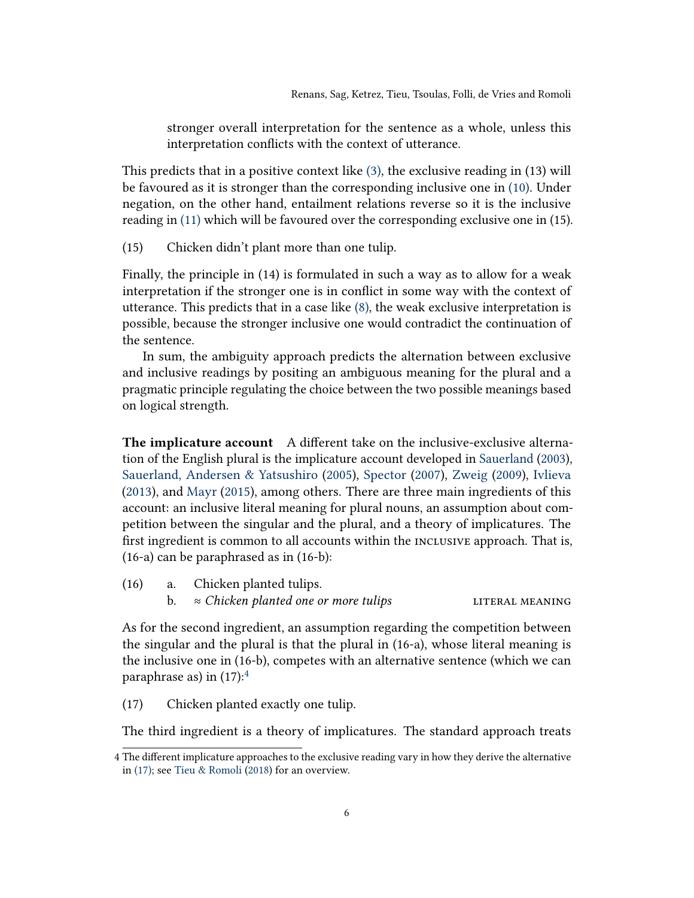stronger overall interpretation for the sentence as a whole, unless this interpretation conflicts with the context of utterance.

This predicts that in a positive context like (3), the exclusive reading in (13) will be favoured as it is stronger than the corresponding inclusive one in (10). Under negation, on the other hand, entailment relations reverse so it is the inclusive reading in (11) which will be favoured over the corresponding exclusive one in (15).

(15) Chicken didn't plant more than one tulip.

Finally, the principle in (14) is formulated in such a way as to allow for a weak interpretation if the stronger one is in conflict in some way with the context of utterance. This predicts that in a case like (8), the weak exclusive interpretation is possible, because the stronger inclusive one would contradict the continuation of the sentence.

In sum, the ambiguity approach predicts the alternation between exclusive and inclusive readings by positing an ambiguous meaning for the plural and a pragmatic principle regulating the choice between the two possible meanings based on logical strength.

**The implicature account** A different take on the inclusive-exclusive alternation of the English plural is the implicature account developed in Sauerland (2003), Sauerland, Andersen & Yatsushiro (2005), Spector (2007), Zweig (2009), Ivlieva (2013), and Mayr (2015), among others. There are three main ingredients of this account: an inclusive literal meaning for plural nouns, an assumption about competition between the singular and the plural, and a theory of implicatures. The first ingredient is common to all accounts within the INCLUSIVE approach. That is, (16-a) can be paraphrased as in (16-b):

(16) a. Chicken planted tulips.
     b. ≈ *Chicken planted one or more tulips* LITERAL MEANING

As for the second ingredient, an assumption regarding the competition between the singular and the plural is that the plural in (16-a), whose literal meaning is the inclusive one in (16-b), competes with an alternative sentence (which we can paraphrase as) in (17):[4]

(17) Chicken planted exactly one tulip.

The third ingredient is a theory of implicatures. The standard approach treats

[4] The different implicature approaches to the exclusive reading vary in how they derive the alternative in (17); see Tieu & Romoli (2018) for an overview.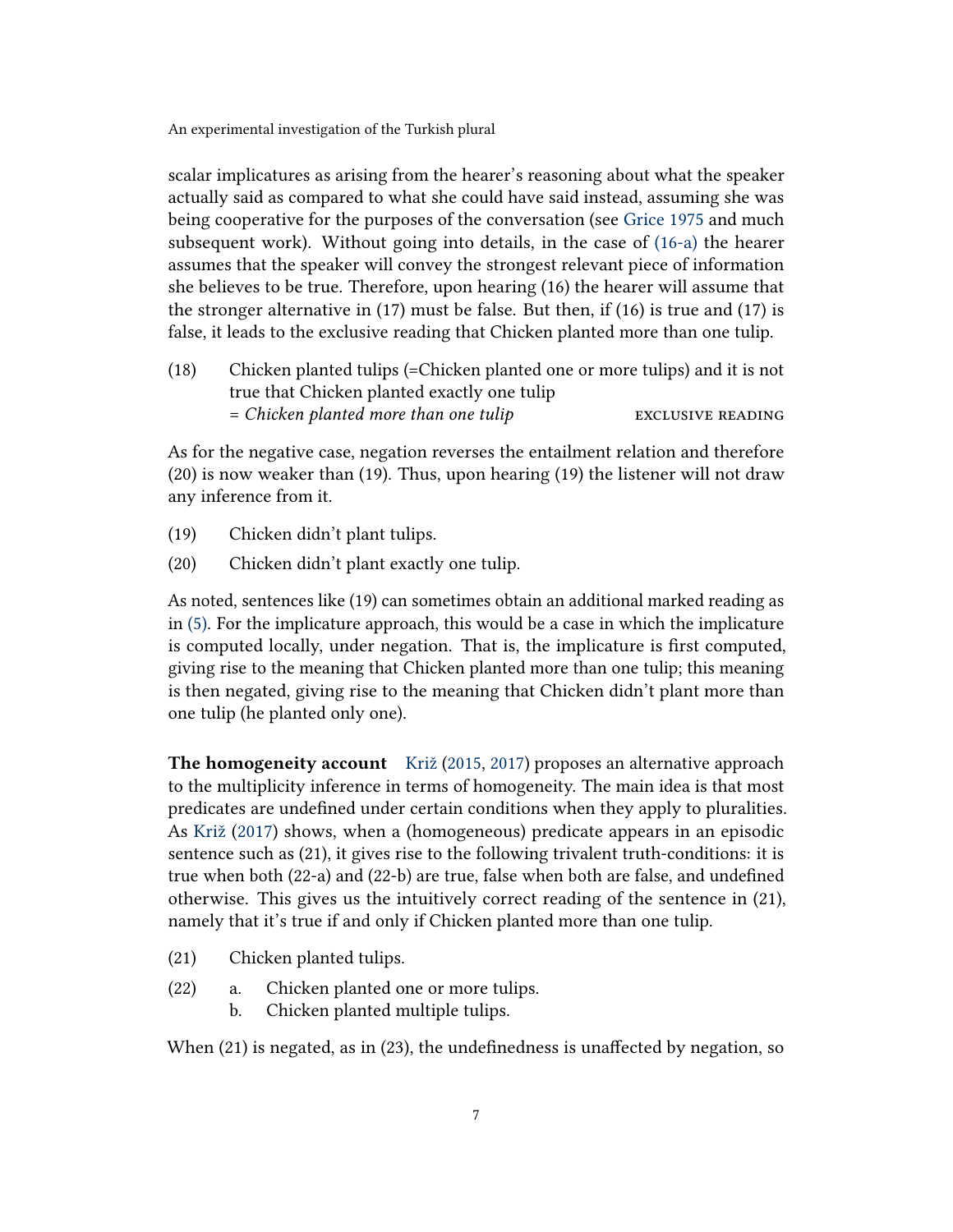scalar implicatures as arising from the hearer's reasoning about what the speaker actually said as compared to what she could have said instead, assuming she was being cooperative for the purposes of the conversation (see Grice 1975 and much subsequent work). Without going into details, in the case of (16-a) the hearer assumes that the speaker will convey the strongest relevant piece of information she believes to be true. Therefore, upon hearing (16) the hearer will assume that the stronger alternative in (17) must be false. But then, if (16) is true and (17) is false, it leads to the exclusive reading that Chicken planted more than one tulip.

(18) Chicken planted tulips (=Chicken planted one or more tulips) and it is not true that Chicken planted exactly one tulip
= *Chicken planted more than one tulip* EXCLUSIVE READING

As for the negative case, negation reverses the entailment relation and therefore (20) is now weaker than (19). Thus, upon hearing (19) the listener will not draw any inference from it.

(19) Chicken didn't plant tulips.

(20) Chicken didn't plant exactly one tulip.

As noted, sentences like (19) can sometimes obtain an additional marked reading as in (5). For the implicature approach, this would be a case in which the implicature is computed locally, under negation. That is, the implicature is first computed, giving rise to the meaning that Chicken planted more than one tulip; this meaning is then negated, giving rise to the meaning that Chicken didn't plant more than one tulip (he planted only one).

**The homogeneity account** Križ (2015, 2017) proposes an alternative approach to the multiplicity inference in terms of homogeneity. The main idea is that most predicates are undefined under certain conditions when they apply to pluralities. As Križ (2017) shows, when a (homogeneous) predicate appears in an episodic sentence such as (21), it gives rise to the following trivalent truth-conditions: it is true when both (22-a) and (22-b) are true, false when both are false, and undefined otherwise. This gives us the intuitively correct reading of the sentence in (21), namely that it's true if and only if Chicken planted more than one tulip.

(21) Chicken planted tulips.

(22) a. Chicken planted one or more tulips.
b. Chicken planted multiple tulips.

When (21) is negated, as in (23), the undefinedness is unaffected by negation, so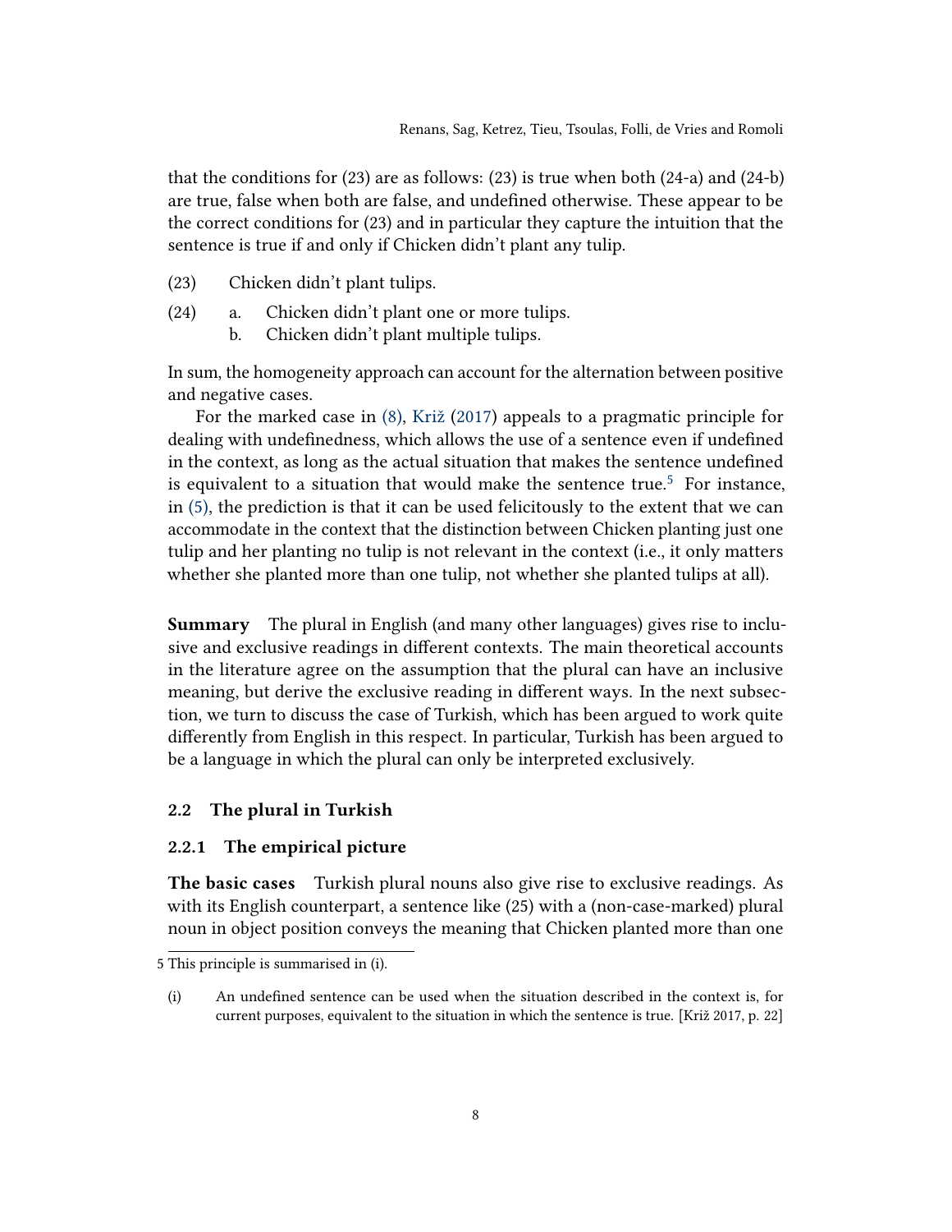that the conditions for (23) are as follows: (23) is true when both (24-a) and (24-b) are true, false when both are false, and undefined otherwise. These appear to be the correct conditions for (23) and in particular they capture the intuition that the sentence is true if and only if Chicken didn't plant any tulip.

(23) Chicken didn't plant tulips.

(24) a. Chicken didn't plant one or more tulips.
  b. Chicken didn't plant multiple tulips.

In sum, the homogeneity approach can account for the alternation between positive and negative cases.

For the marked case in (8), Križ (2017) appeals to a pragmatic principle for dealing with undefinedness, which allows the use of a sentence even if undefined in the context, as long as the actual situation that makes the sentence undefined is equivalent to a situation that would make the sentence true.[5] For instance, in (5), the prediction is that it can be used felicitously to the extent that we can accommodate in the context that the distinction between Chicken planting just one tulip and her planting no tulip is not relevant in the context (i.e., it only matters whether she planted more than one tulip, not whether she planted tulips at all).

**Summary** The plural in English (and many other languages) gives rise to inclusive and exclusive readings in different contexts. The main theoretical accounts in the literature agree on the assumption that the plural can have an inclusive meaning, but derive the exclusive reading in different ways. In the next subsection, we turn to discuss the case of Turkish, which has been argued to work quite differently from English in this respect. In particular, Turkish has been argued to be a language in which the plural can only be interpreted exclusively.

### 2.2 The plural in Turkish

#### 2.2.1 The empirical picture

**The basic cases** Turkish plural nouns also give rise to exclusive readings. As with its English counterpart, a sentence like (25) with a (non-case-marked) plural noun in object position conveys the meaning that Chicken planted more than one

5 This principle is summarised in (i).

(i) An undefined sentence can be used when the situation described in the context is, for current purposes, equivalent to the situation in which the sentence is true. [Križ 2017, p. 22]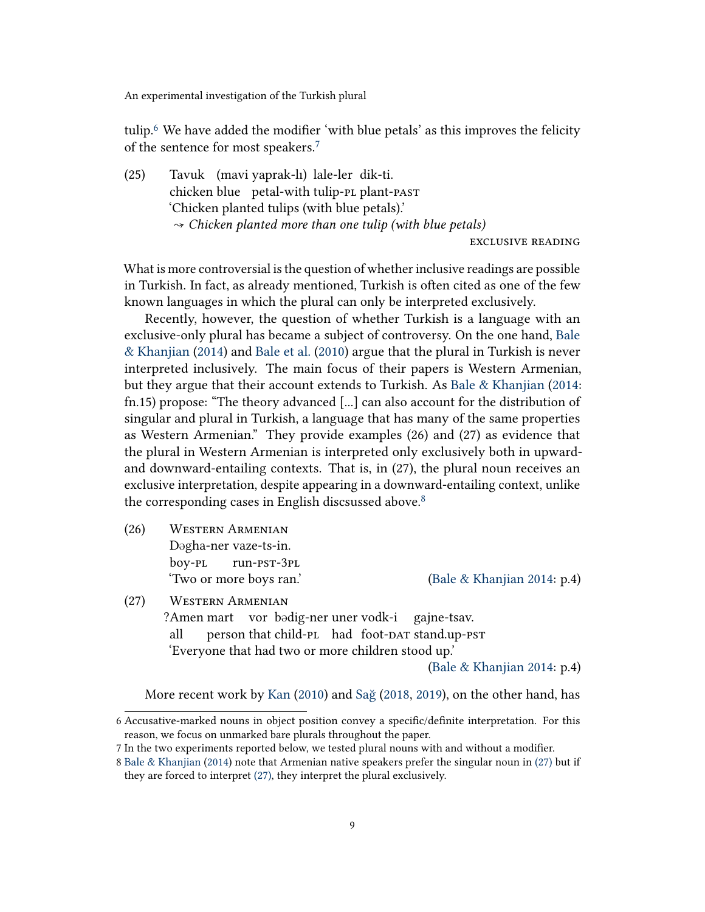tulip.[6] We have added the modifier 'with blue petals' as this improves the felicity of the sentence for most speakers.[7]

(25) Tavuk (mavi yaprak-lı) lale-ler dik-ti.
chicken blue petal-with tulip-PL plant-PAST
'Chicken planted tulips (with blue petals).'
⇝ *Chicken planted more than one tulip (with blue petals)*

EXCLUSIVE READING

What is more controversial is the question of whether inclusive readings are possible in Turkish. In fact, as already mentioned, Turkish is often cited as one of the few known languages in which the plural can only be interpreted exclusively.

Recently, however, the question of whether Turkish is a language with an exclusive-only plural has became a subject of controversy. On the one hand, Bale & Khanjian (2014) and Bale et al. (2010) argue that the plural in Turkish is never interpreted inclusively. The main focus of their papers is Western Armenian, but they argue that their account extends to Turkish. As Bale & Khanjian (2014: fn.15) propose: "The theory advanced [...] can also account for the distribution of singular and plural in Turkish, a language that has many of the same properties as Western Armenian." They provide examples (26) and (27) as evidence that the plural in Western Armenian is interpreted only exclusively both in upward- and downward-entailing contexts. That is, in (27), the plural noun receives an exclusive interpretation, despite appearing in a downward-entailing context, unlike the corresponding cases in English discsussed above.[8]

(26) WESTERN ARMENIAN
Dəgha-ner vaze-ts-in.
boy-PL run-PST-3PL
'Two or more boys ran.' (Bale & Khanjian 2014: p.4)

(27) WESTERN ARMENIAN
?Amen mart vor bədig-ner uner vodk-i gajne-tsav.
all person that child-PL had foot-DAT stand.up-PST
'Everyone that had two or more children stood up.'
(Bale & Khanjian 2014: p.4)

More recent work by Kan (2010) and Sağ (2018, 2019), on the other hand, has

---

6 Accusative-marked nouns in object position convey a specific/definite interpretation. For this reason, we focus on unmarked bare plurals throughout the paper.

7 In the two experiments reported below, we tested plural nouns with and without a modifier.

8 Bale & Khanjian (2014) note that Armenian native speakers prefer the singular noun in (27) but if they are forced to interpret (27), they interpret the plural exclusively.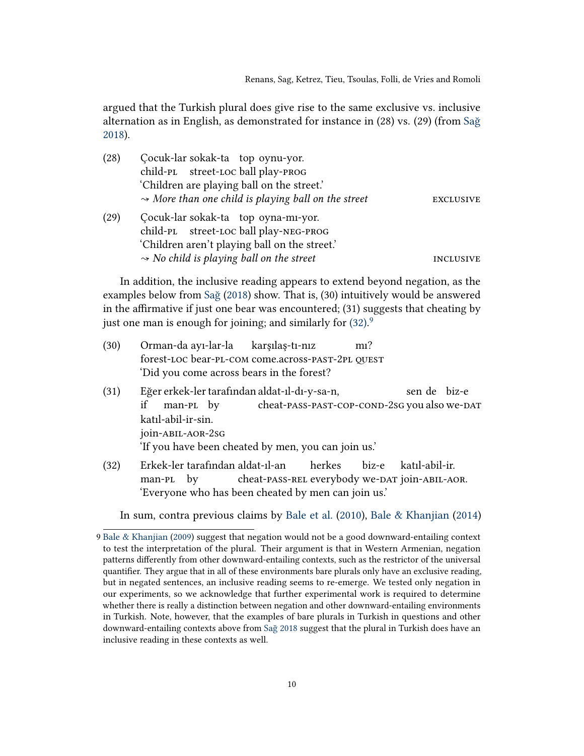argued that the Turkish plural does give rise to the same exclusive vs. inclusive alternation as in English, as demonstrated for instance in (28) vs. (29) (from Sağ 2018).

(28) Çocuk-lar sokak-ta top oynu-yor.
child-PL street-LOC ball play-PROG
'Children are playing ball on the street.'
⇝ *More than one child is playing ball on the street* EXCLUSIVE

(29) Çocuk-lar sokak-ta top oyna-mı-yor.
child-PL street-LOC ball play-NEG-PROG
'Children aren't playing ball on the street.'
⇝ *No child is playing ball on the street* INCLUSIVE

In addition, the inclusive reading appears to extend beyond negation, as the examples below from Sağ (2018) show. That is, (30) intuitively would be answered in the affirmative if just one bear was encountered; (31) suggests that cheating by just one man is enough for joining; and similarly for (32).[9]

(30) Orman-da ayı-lar-la karşılaş-tı-nız mı?
forest-LOC bear-PL-COM come.across-PAST-2PL QUEST
'Did you come across bears in the forest?

(31) Eğer erkek-ler tarafından aldat-ıl-dı-y-sa-n, sen de biz-e katıl-abil-ir-sin.
if man-PL by cheat-PASS-PAST-COP-COND-2SG you also we-DAT join-ABIL-AOR-2SG
'If you have been cheated by men, you can join us.'

(32) Erkek-ler tarafından aldat-ıl-an herkes biz-e katıl-abil-ir.
man-PL by cheat-PASS-REL everybody we-DAT join-ABIL-AOR.
'Everyone who has been cheated by men can join us.'

In sum, contra previous claims by Bale et al. (2010), Bale & Khanjian (2014)

[9] Bale & Khanjian (2009) suggest that negation would not be a good downward-entailing context to test the interpretation of the plural. Their argument is that in Western Armenian, negation patterns differently from other downward-entailing contexts, such as the restrictor of the universal quantifier. They argue that in all of these environments bare plurals only have an exclusive reading, but in negated sentences, an inclusive reading seems to re-emerge. We tested only negation in our experiments, so we acknowledge that further experimental work is required to determine whether there is really a distinction between negation and other downward-entailing environments in Turkish. Note, however, that the examples of bare plurals in Turkish in questions and other downward-entailing contexts above from Sağ 2018 suggest that the plural in Turkish does have an inclusive reading in these contexts as well.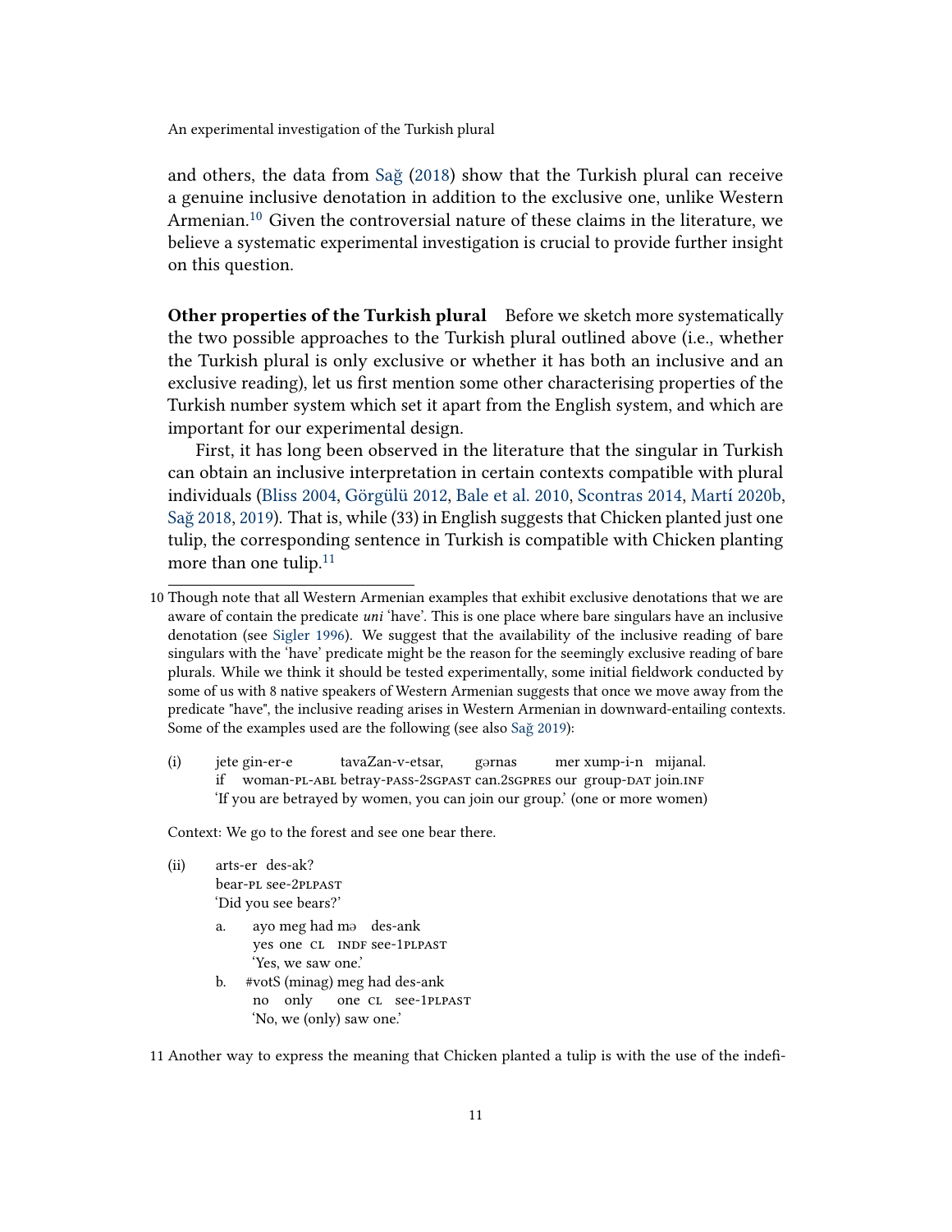and others, the data from Sağ (2018) show that the Turkish plural can receive a genuine inclusive denotation in addition to the exclusive one, unlike Western Armenian.[10] Given the controversial nature of these claims in the literature, we believe a systematic experimental investigation is crucial to provide further insight on this question.

**Other properties of the Turkish plural** Before we sketch more systematically the two possible approaches to the Turkish plural outlined above (i.e., whether the Turkish plural is only exclusive or whether it has both an inclusive and an exclusive reading), let us first mention some other characterising properties of the Turkish number system which set it apart from the English system, and which are important for our experimental design.

First, it has long been observed in the literature that the singular in Turkish can obtain an inclusive interpretation in certain contexts compatible with plural individuals (Bliss 2004, Görgülü 2012, Bale et al. 2010, Scontras 2014, Martí 2020b, Sağ 2018, 2019). That is, while (33) in English suggests that Chicken planted just one tulip, the corresponding sentence in Turkish is compatible with Chicken planting more than one tulip.[11]

---

10 Though note that all Western Armenian examples that exhibit exclusive denotations that we are aware of contain the predicate *uni* 'have'. This is one place where bare singulars have an inclusive denotation (see Sigler 1996). We suggest that the availability of the inclusive reading of bare singulars with the 'have' predicate might be the reason for the seemingly exclusive reading of bare plurals. While we think it should be tested experimentally, some initial fieldwork conducted by some of us with 8 native speakers of Western Armenian suggests that once we move away from the predicate "have", the inclusive reading arises in Western Armenian in downward-entailing contexts. Some of the examples used are the following (see also Sağ 2019):

(i) jete gin-er-e tavaZan-v-etsar, gərnas mer xump-i-n mijanal.
 if woman-PL-ABL betray-PASS-2SGPAST can.2SGPRES our group-DAT join.INF
 'If you are betrayed by women, you can join our group.' (one or more women)

Context: We go to the forest and see one bear there.

(ii) arts-er des-ak?
 bear-PL see-2PLPAST
 'Did you see bears?'

 a. ayo meg had mə des-ank
 yes one CL INDF see-1PLPAST
 'Yes, we saw one.'

 b. #votS (minag) meg had des-ank
 no only one CL see-1PLPAST
 'No, we (only) saw one.'

11 Another way to express the meaning that Chicken planted a tulip is with the use of the indefi-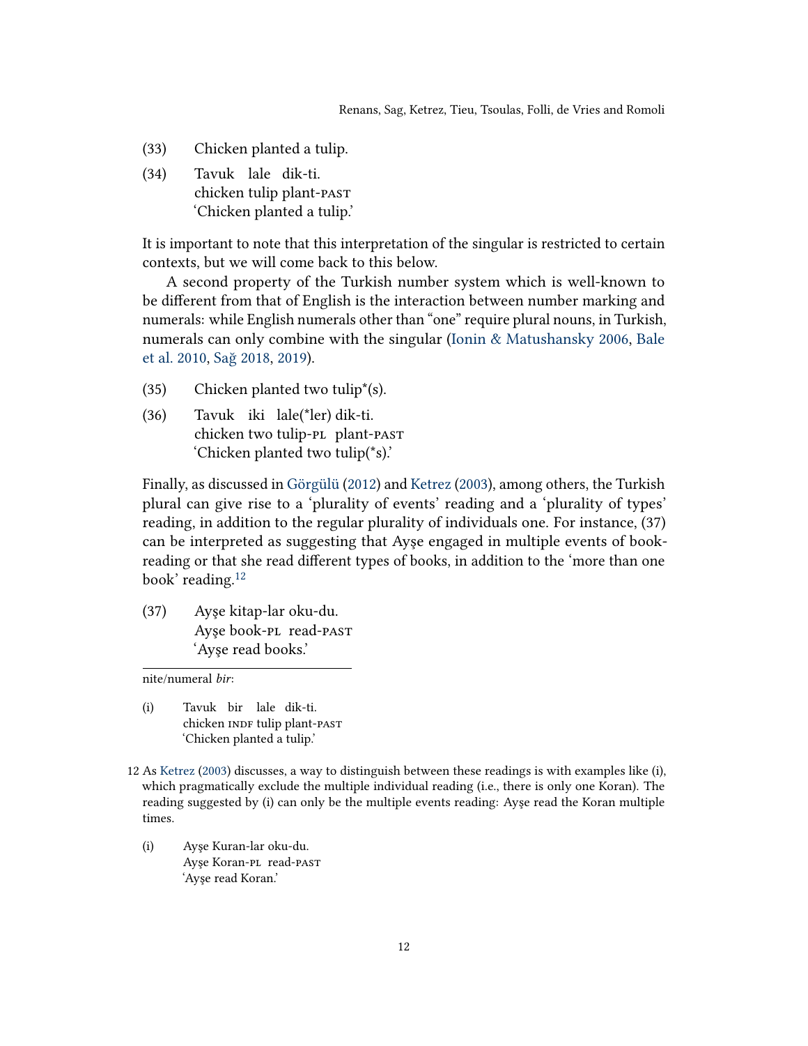(33) Chicken planted a tulip.

(34) Tavuk lale dik-ti.
chicken tulip plant-PAST
'Chicken planted a tulip.'

It is important to note that this interpretation of the singular is restricted to certain contexts, but we will come back to this below.

A second property of the Turkish number system which is well-known to be different from that of English is the interaction between number marking and numerals: while English numerals other than "one" require plural nouns, in Turkish, numerals can only combine with the singular (Ionin & Matushansky 2006, Bale et al. 2010, Sağ 2018, 2019).

(35) Chicken planted two tulip*(s).

(36) Tavuk iki lale(*ler) dik-ti.
chicken two tulip-PL plant-PAST
'Chicken planted two tulip(*s).'

Finally, as discussed in Görgülü (2012) and Ketrez (2003), among others, the Turkish plural can give rise to a 'plurality of events' reading and a 'plurality of types' reading, in addition to the regular plurality of individuals one. For instance, (37) can be interpreted as suggesting that Ayşe engaged in multiple events of book-reading or that she read different types of books, in addition to the 'more than one book' reading.[12]

(37) Ayşe kitap-lar oku-du.
Ayşe book-PL read-PAST
'Ayşe read books.'

---

nite/numeral *bir*:

(i) Tavuk bir lale dik-ti.
chicken INDF tulip plant-PAST
'Chicken planted a tulip.'

12 As Ketrez (2003) discusses, a way to distinguish between these readings is with examples like (i), which pragmatically exclude the multiple individual reading (i.e., there is only one Koran). The reading suggested by (i) can only be the multiple events reading: Ayşe read the Koran multiple times.

(i) Ayşe Kuran-lar oku-du.
Ayşe Koran-PL read-PAST
'Ayşe read Koran.'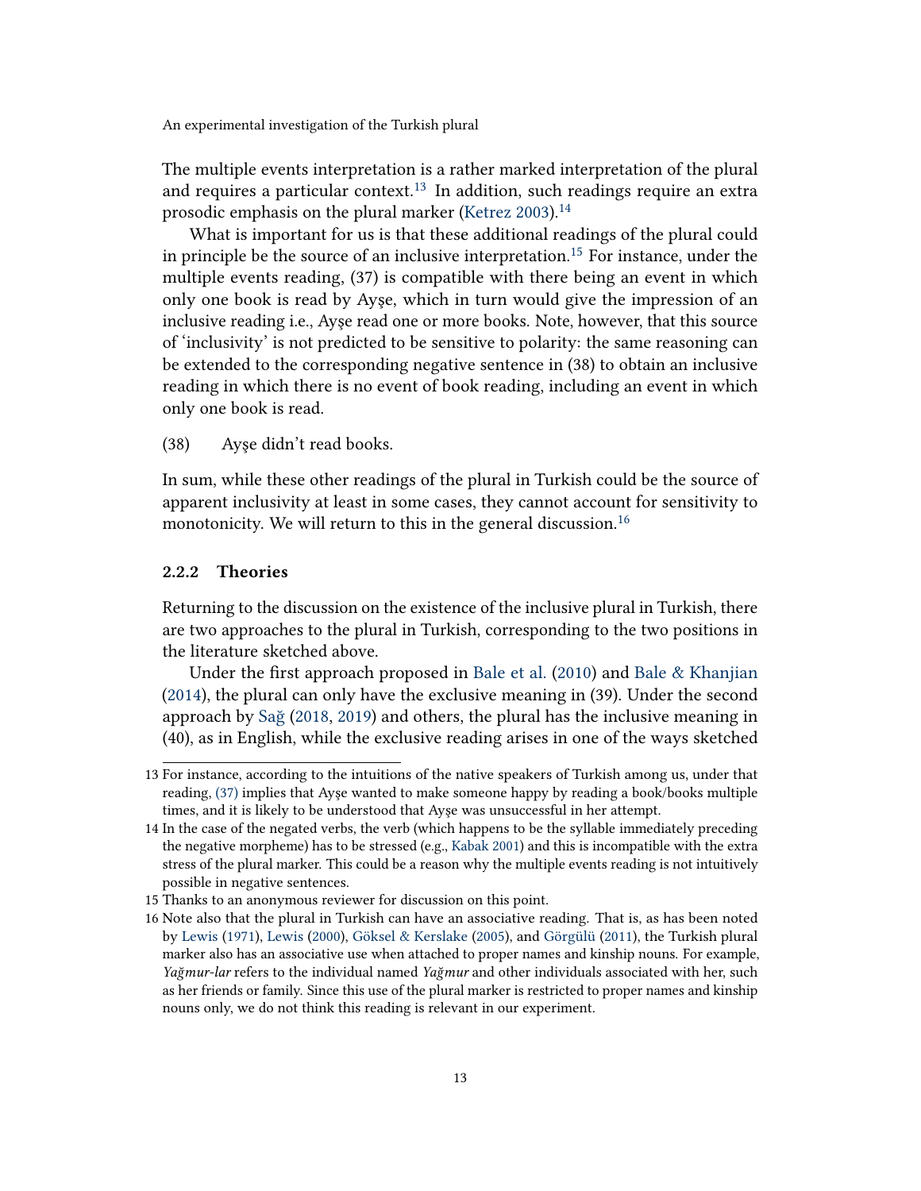The multiple events interpretation is a rather marked interpretation of the plural and requires a particular context.[13] In addition, such readings require an extra prosodic emphasis on the plural marker (Ketrez 2003).[14]

What is important for us is that these additional readings of the plural could in principle be the source of an inclusive interpretation.[15] For instance, under the multiple events reading, (37) is compatible with there being an event in which only one book is read by Ayşe, which in turn would give the impression of an inclusive reading i.e., Ayşe read one or more books. Note, however, that this source of 'inclusivity' is not predicted to be sensitive to polarity: the same reasoning can be extended to the corresponding negative sentence in (38) to obtain an inclusive reading in which there is no event of book reading, including an event in which only one book is read.

(38) Ayşe didn't read books.

In sum, while these other readings of the plural in Turkish could be the source of apparent inclusivity at least in some cases, they cannot account for sensitivity to monotonicity. We will return to this in the general discussion.[16]

### 2.2.2 Theories

Returning to the discussion on the existence of the inclusive plural in Turkish, there are two approaches to the plural in Turkish, corresponding to the two positions in the literature sketched above.

Under the first approach proposed in Bale et al. (2010) and Bale & Khanjian (2014), the plural can only have the exclusive meaning in (39). Under the second approach by Sağ (2018, 2019) and others, the plural has the inclusive meaning in (40), as in English, while the exclusive reading arises in one of the ways sketched

---

13 For instance, according to the intuitions of the native speakers of Turkish among us, under that reading, (37) implies that Ayşe wanted to make someone happy by reading a book/books multiple times, and it is likely to be understood that Ayşe was unsuccessful in her attempt.

14 In the case of the negated verbs, the verb (which happens to be the syllable immediately preceding the negative morpheme) has to be stressed (e.g., Kabak 2001) and this is incompatible with the extra stress of the plural marker. This could be a reason why the multiple events reading is not intuitively possible in negative sentences.

15 Thanks to an anonymous reviewer for discussion on this point.

16 Note also that the plural in Turkish can have an associative reading. That is, as has been noted by Lewis (1971), Lewis (2000), Göksel & Kerslake (2005), and Görgülü (2011), the Turkish plural marker also has an associative use when attached to proper names and kinship nouns. For example, *Yağmur-lar* refers to the individual named *Yağmur* and other individuals associated with her, such as her friends or family. Since this use of the plural marker is restricted to proper names and kinship nouns only, we do not think this reading is relevant in our experiment.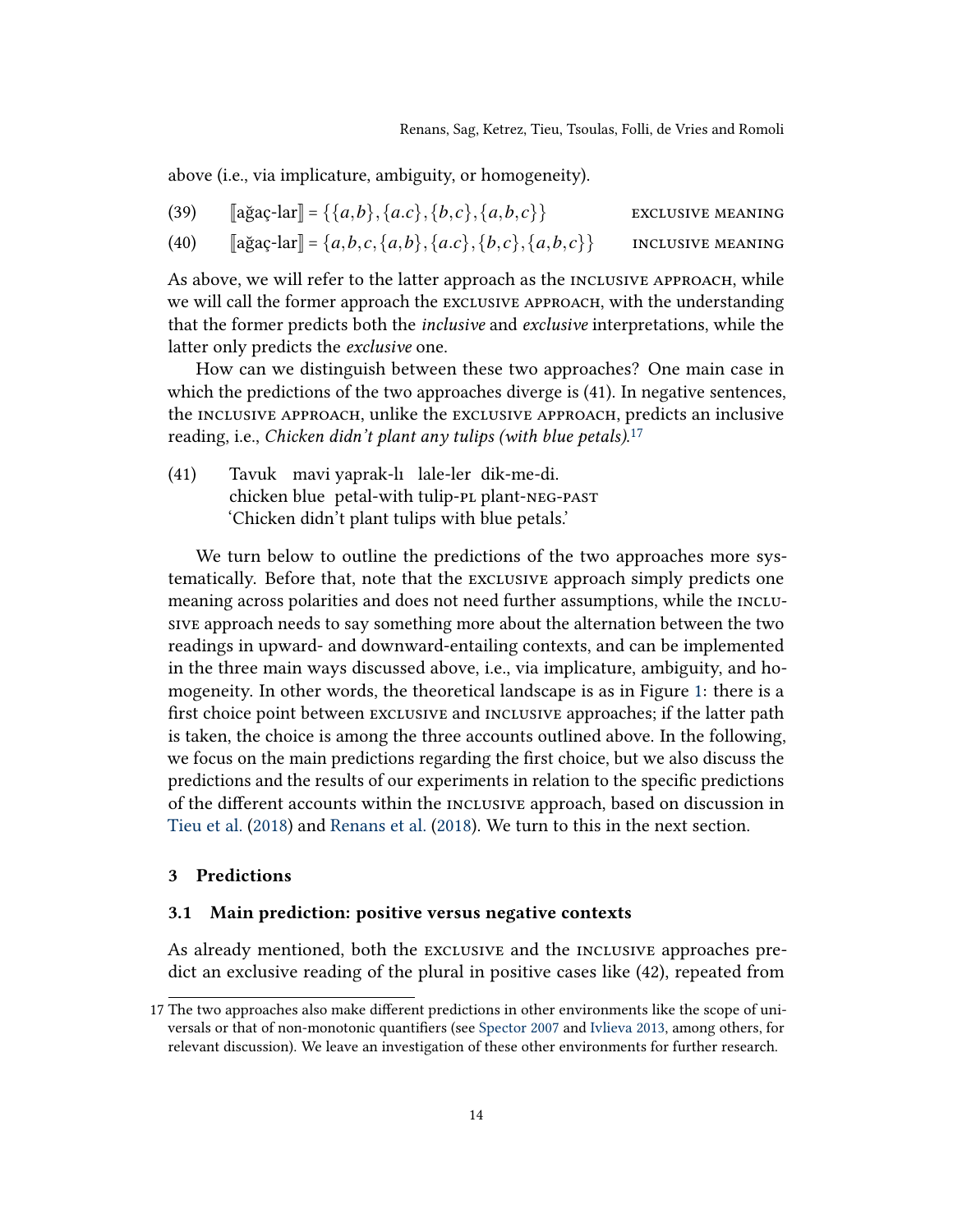above (i.e., via implicature, ambiguity, or homogeneity).

(39) $[\![\text{ağaç-lar}]\!] = \{\{a,b\},\{a.c\},\{b,c\},\{a,b,c\}\}$ EXCLUSIVE MEANING

(40) $[\![\text{ağaç-lar}]\!] = \{a,b,c,\{a,b\},\{a.c\},\{b,c\},\{a,b,c\}\}$ INCLUSIVE MEANING

As above, we will refer to the latter approach as the INCLUSIVE APPROACH, while we will call the former approach the EXCLUSIVE APPROACH, with the understanding that the former predicts both the *inclusive* and *exclusive* interpretations, while the latter only predicts the *exclusive* one.

How can we distinguish between these two approaches? One main case in which the predictions of the two approaches diverge is (41). In negative sentences, the INCLUSIVE APPROACH, unlike the EXCLUSIVE APPROACH, predicts an inclusive reading, i.e., *Chicken didn't plant any tulips (with blue petals)*.[17]

(41) Tavuk mavi yaprak-lı lale-ler dik-me-di.
chicken blue petal-with tulip-PL plant-NEG-PAST
'Chicken didn't plant tulips with blue petals.'

We turn below to outline the predictions of the two approaches more systematically. Before that, note that the EXCLUSIVE approach simply predicts one meaning across polarities and does not need further assumptions, while the INCLUSIVE approach needs to say something more about the alternation between the two readings in upward- and downward-entailing contexts, and can be implemented in the three main ways discussed above, i.e., via implicature, ambiguity, and homogeneity. In other words, the theoretical landscape is as in Figure 1: there is a first choice point between EXCLUSIVE and INCLUSIVE approaches; if the latter path is taken, the choice is among the three accounts outlined above. In the following, we focus on the main predictions regarding the first choice, but we also discuss the predictions and the results of our experiments in relation to the specific predictions of the different accounts within the INCLUSIVE approach, based on discussion in Tieu et al. (2018) and Renans et al. (2018). We turn to this in the next section.

## 3 Predictions

### 3.1 Main prediction: positive versus negative contexts

As already mentioned, both the EXCLUSIVE and the INCLUSIVE approaches predict an exclusive reading of the plural in positive cases like (42), repeated from

[17] The two approaches also make different predictions in other environments like the scope of universals or that of non-monotonic quantifiers (see Spector 2007 and Ivlieva 2013, among others, for relevant discussion). We leave an investigation of these other environments for further research.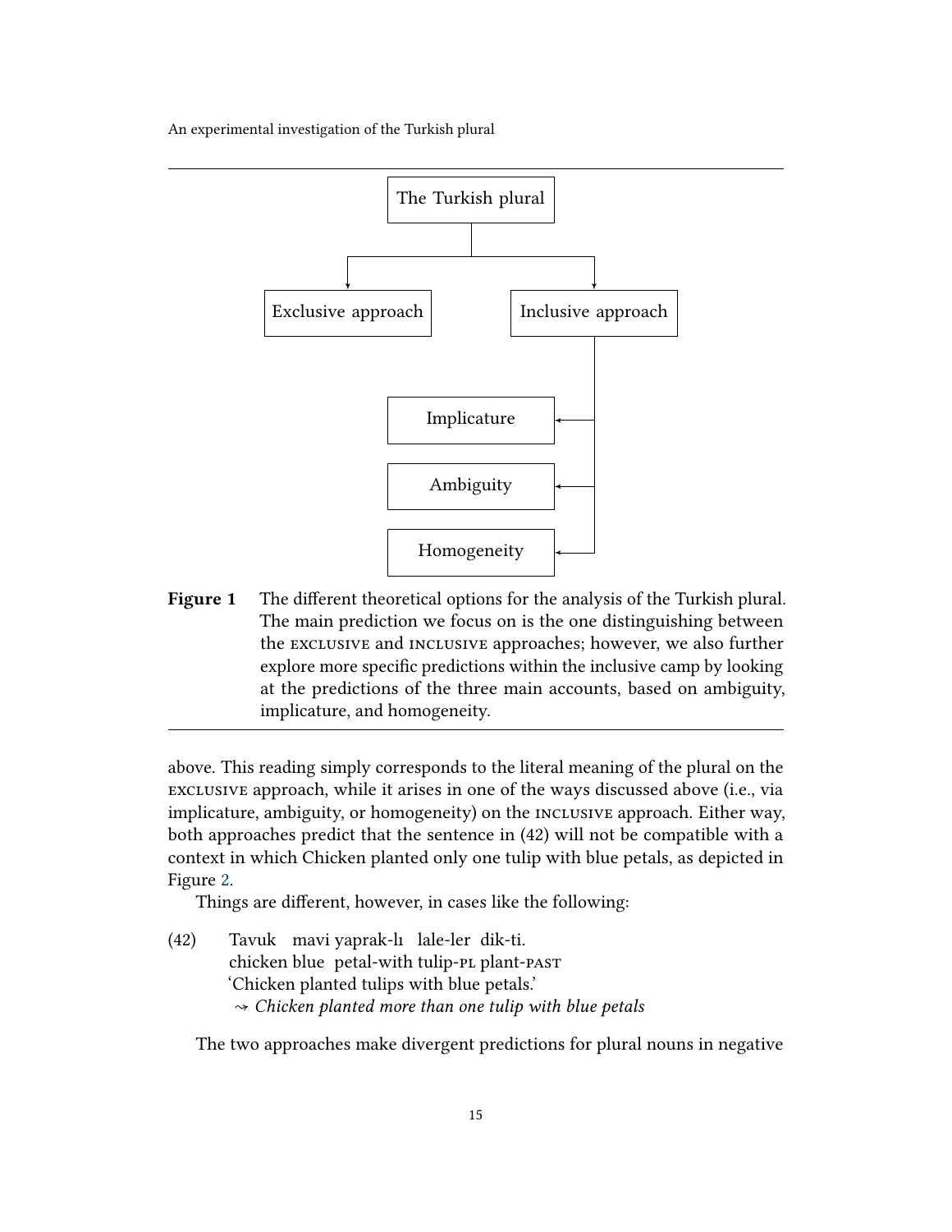The Turkish plural

Exclusive approach

Inclusive approach

Implicature

Ambiguity

Homogeneity

**Figure 1** The different theoretical options for the analysis of the Turkish plural. The main prediction we focus on is the one distinguishing between the EXCLUSIVE and INCLUSIVE approaches; however, we also further explore more specific predictions within the inclusive camp by looking at the predictions of the three main accounts, based on ambiguity, implicature, and homogeneity.

above. This reading simply corresponds to the literal meaning of the plural on the EXCLUSIVE approach, while it arises in one of the ways discussed above (i.e., via implicature, ambiguity, or homogeneity) on the INCLUSIVE approach. Either way, both approaches predict that the sentence in (42) will not be compatible with a context in which Chicken planted only one tulip with blue petals, as depicted in Figure 2.

Things are different, however, in cases like the following:

(42) Tavuk mavi yaprak-lı lale-ler dik-ti.
chicken blue petal-with tulip-PL plant-PAST
'Chicken planted tulips with blue petals.'
⇝ *Chicken planted more than one tulip with blue petals*

The two approaches make divergent predictions for plural nouns in negative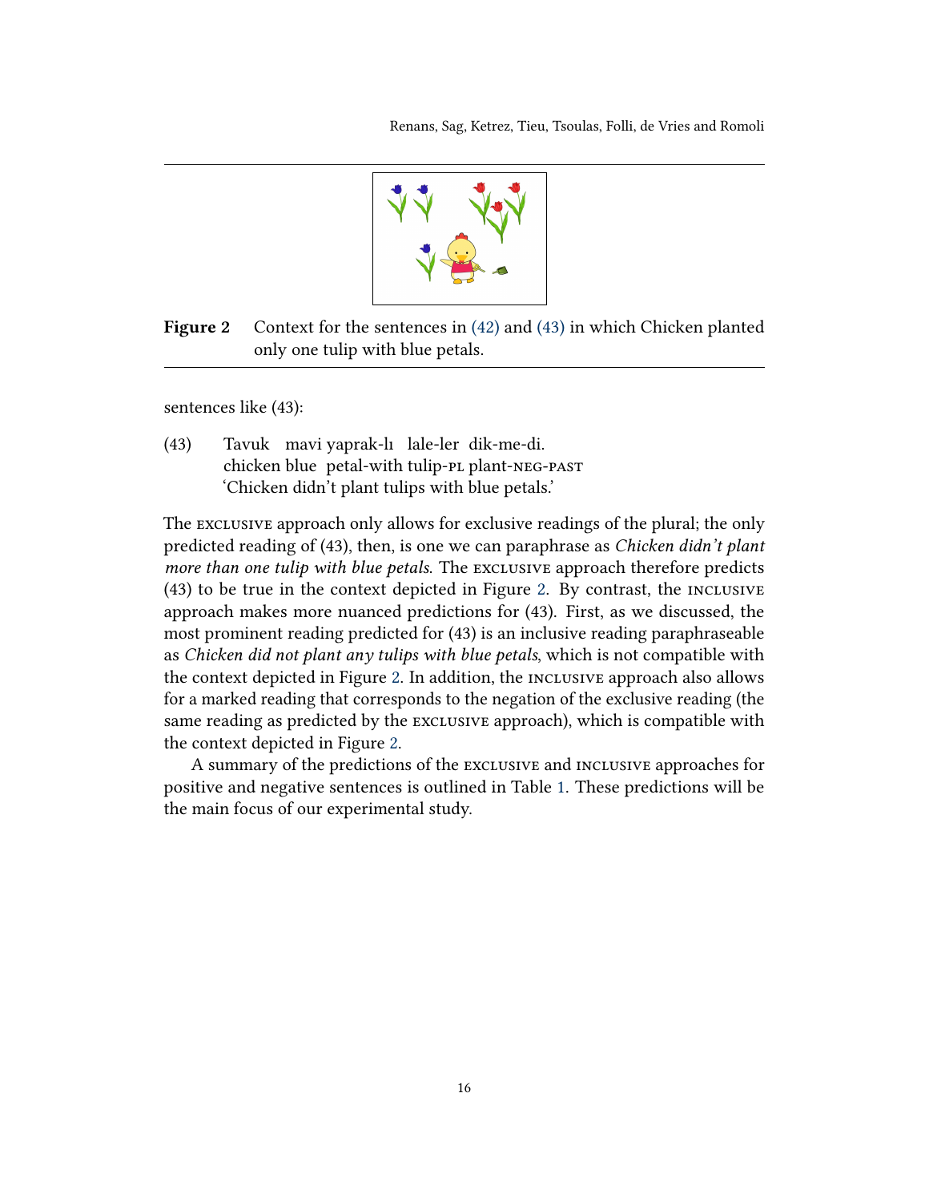**Figure 2** Context for the sentences in (42) and (43) in which Chicken planted only one tulip with blue petals.

sentences like (43):

(43) Tavuk mavi yaprak-lı lale-ler dik-me-di.
chicken blue petal-with tulip-PL plant-NEG-PAST
'Chicken didn't plant tulips with blue petals.'

The EXCLUSIVE approach only allows for exclusive readings of the plural; the only predicted reading of (43), then, is one we can paraphrase as *Chicken didn't plant more than one tulip with blue petals*. The EXCLUSIVE approach therefore predicts (43) to be true in the context depicted in Figure 2. By contrast, the INCLUSIVE approach makes more nuanced predictions for (43). First, as we discussed, the most prominent reading predicted for (43) is an inclusive reading paraphraseable as *Chicken did not plant any tulips with blue petals*, which is not compatible with the context depicted in Figure 2. In addition, the INCLUSIVE approach also allows for a marked reading that corresponds to the negation of the exclusive reading (the same reading as predicted by the EXCLUSIVE approach), which is compatible with the context depicted in Figure 2.

A summary of the predictions of the EXCLUSIVE and INCLUSIVE approaches for positive and negative sentences is outlined in Table 1. These predictions will be the main focus of our experimental study.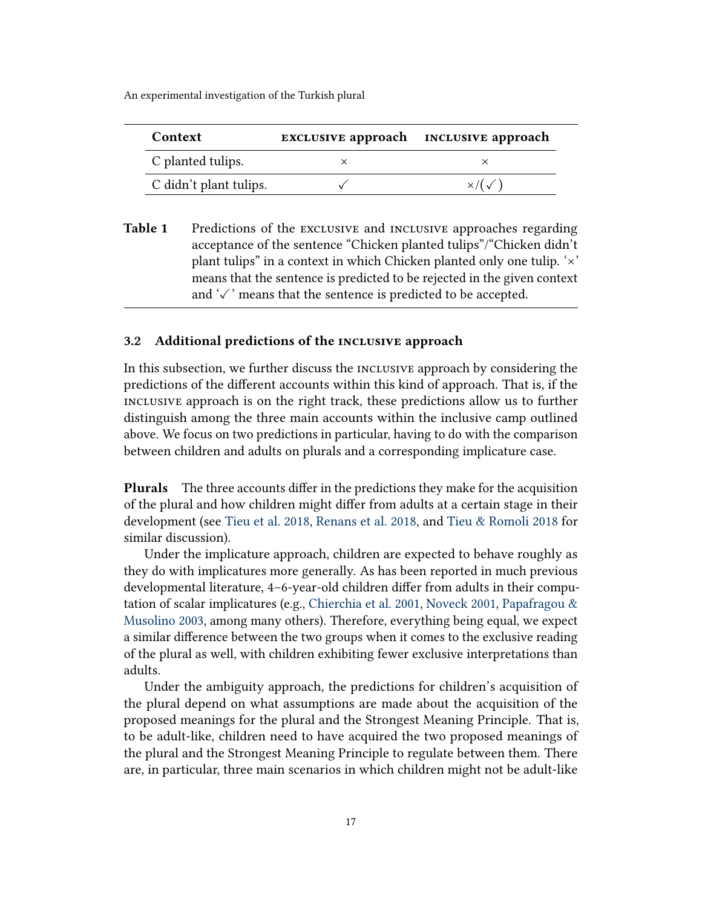| Context | EXCLUSIVE approach | INCLUSIVE approach |
|---|---|---|
| C planted tulips. | × | × |
| C didn't plant tulips. | ✓ | ×/(✓) |

**Table 1** Predictions of the EXCLUSIVE and INCLUSIVE approaches regarding acceptance of the sentence "Chicken planted tulips"/"Chicken didn't plant tulips" in a context in which Chicken planted only one tulip. '×' means that the sentence is predicted to be rejected in the given context and '✓' means that the sentence is predicted to be accepted.

### 3.2 Additional predictions of the INCLUSIVE approach

In this subsection, we further discuss the INCLUSIVE approach by considering the predictions of the different accounts within this kind of approach. That is, if the INCLUSIVE approach is on the right track, these predictions allow us to further distinguish among the three main accounts within the inclusive camp outlined above. We focus on two predictions in particular, having to do with the comparison between children and adults on plurals and a corresponding implicature case.

**Plurals** The three accounts differ in the predictions they make for the acquisition of the plural and how children might differ from adults at a certain stage in their development (see Tieu et al. 2018, Renans et al. 2018, and Tieu & Romoli 2018 for similar discussion).

Under the implicature approach, children are expected to behave roughly as they do with implicatures more generally. As has been reported in much previous developmental literature, 4–6-year-old children differ from adults in their computation of scalar implicatures (e.g., Chierchia et al. 2001, Noveck 2001, Papafragou & Musolino 2003, among many others). Therefore, everything being equal, we expect a similar difference between the two groups when it comes to the exclusive reading of the plural as well, with children exhibiting fewer exclusive interpretations than adults.

Under the ambiguity approach, the predictions for children's acquisition of the plural depend on what assumptions are made about the acquisition of the proposed meanings for the plural and the Strongest Meaning Principle. That is, to be adult-like, children need to have acquired the two proposed meanings of the plural and the Strongest Meaning Principle to regulate between them. There are, in particular, three main scenarios in which children might not be adult-like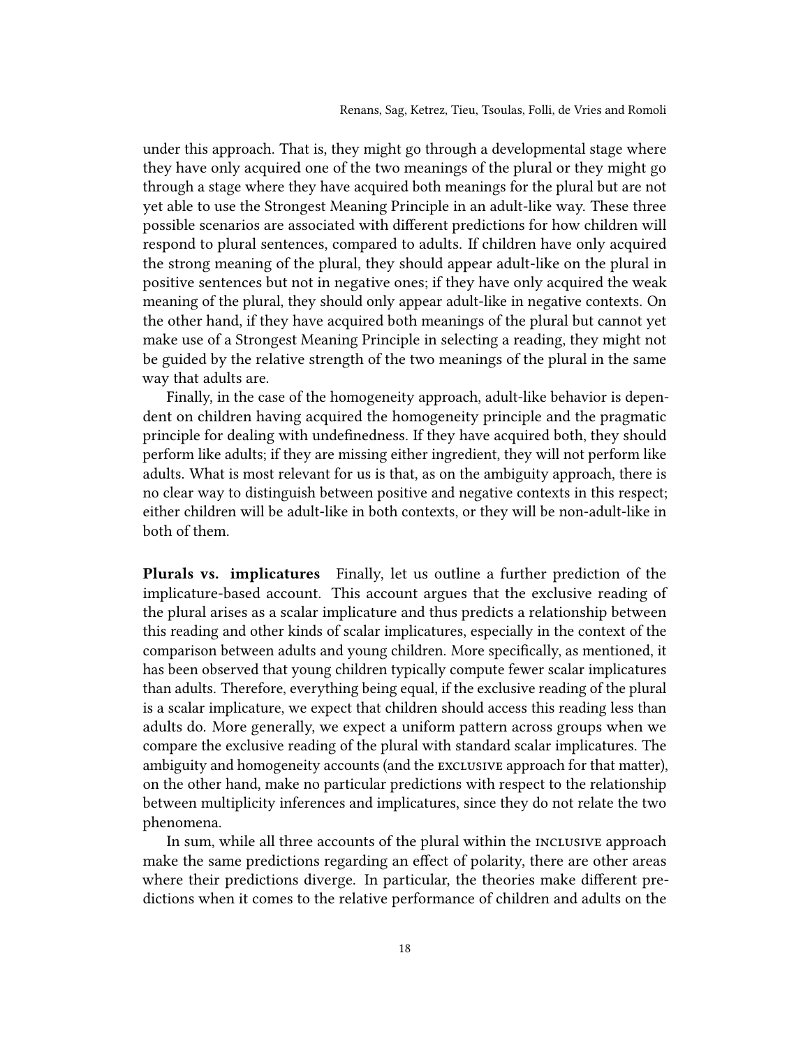under this approach. That is, they might go through a developmental stage where they have only acquired one of the two meanings of the plural or they might go through a stage where they have acquired both meanings for the plural but are not yet able to use the Strongest Meaning Principle in an adult-like way. These three possible scenarios are associated with different predictions for how children will respond to plural sentences, compared to adults. If children have only acquired the strong meaning of the plural, they should appear adult-like on the plural in positive sentences but not in negative ones; if they have only acquired the weak meaning of the plural, they should only appear adult-like in negative contexts. On the other hand, if they have acquired both meanings of the plural but cannot yet make use of a Strongest Meaning Principle in selecting a reading, they might not be guided by the relative strength of the two meanings of the plural in the same way that adults are.

Finally, in the case of the homogeneity approach, adult-like behavior is dependent on children having acquired the homogeneity principle and the pragmatic principle for dealing with undefinedness. If they have acquired both, they should perform like adults; if they are missing either ingredient, they will not perform like adults. What is most relevant for us is that, as on the ambiguity approach, there is no clear way to distinguish between positive and negative contexts in this respect; either children will be adult-like in both contexts, or they will be non-adult-like in both of them.

**Plurals vs. implicatures** Finally, let us outline a further prediction of the implicature-based account. This account argues that the exclusive reading of the plural arises as a scalar implicature and thus predicts a relationship between this reading and other kinds of scalar implicatures, especially in the context of the comparison between adults and young children. More specifically, as mentioned, it has been observed that young children typically compute fewer scalar implicatures than adults. Therefore, everything being equal, if the exclusive reading of the plural is a scalar implicature, we expect that children should access this reading less than adults do. More generally, we expect a uniform pattern across groups when we compare the exclusive reading of the plural with standard scalar implicatures. The ambiguity and homogeneity accounts (and the EXCLUSIVE approach for that matter), on the other hand, make no particular predictions with respect to the relationship between multiplicity inferences and implicatures, since they do not relate the two phenomena.

In sum, while all three accounts of the plural within the INCLUSIVE approach make the same predictions regarding an effect of polarity, there are other areas where their predictions diverge. In particular, the theories make different predictions when it comes to the relative performance of children and adults on the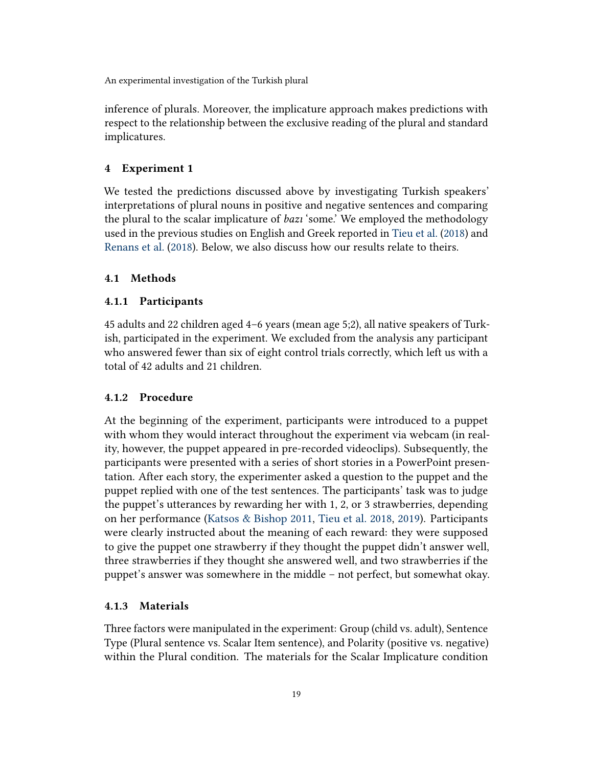inference of plurals. Moreover, the implicature approach makes predictions with respect to the relationship between the exclusive reading of the plural and standard implicatures.

# 4 Experiment 1

We tested the predictions discussed above by investigating Turkish speakers' interpretations of plural nouns in positive and negative sentences and comparing the plural to the scalar implicature of *bazı* 'some.' We employed the methodology used in the previous studies on English and Greek reported in Tieu et al. (2018) and Renans et al. (2018). Below, we also discuss how our results relate to theirs.

## 4.1 Methods

### 4.1.1 Participants

45 adults and 22 children aged 4–6 years (mean age 5;2), all native speakers of Turkish, participated in the experiment. We excluded from the analysis any participant who answered fewer than six of eight control trials correctly, which left us with a total of 42 adults and 21 children.

### 4.1.2 Procedure

At the beginning of the experiment, participants were introduced to a puppet with whom they would interact throughout the experiment via webcam (in reality, however, the puppet appeared in pre-recorded videoclips). Subsequently, the participants were presented with a series of short stories in a PowerPoint presentation. After each story, the experimenter asked a question to the puppet and the puppet replied with one of the test sentences. The participants' task was to judge the puppet's utterances by rewarding her with 1, 2, or 3 strawberries, depending on her performance (Katsos & Bishop 2011, Tieu et al. 2018, 2019). Participants were clearly instructed about the meaning of each reward: they were supposed to give the puppet one strawberry if they thought the puppet didn't answer well, three strawberries if they thought she answered well, and two strawberries if the puppet's answer was somewhere in the middle – not perfect, but somewhat okay.

### 4.1.3 Materials

Three factors were manipulated in the experiment: Group (child vs. adult), Sentence Type (Plural sentence vs. Scalar Item sentence), and Polarity (positive vs. negative) within the Plural condition. The materials for the Scalar Implicature condition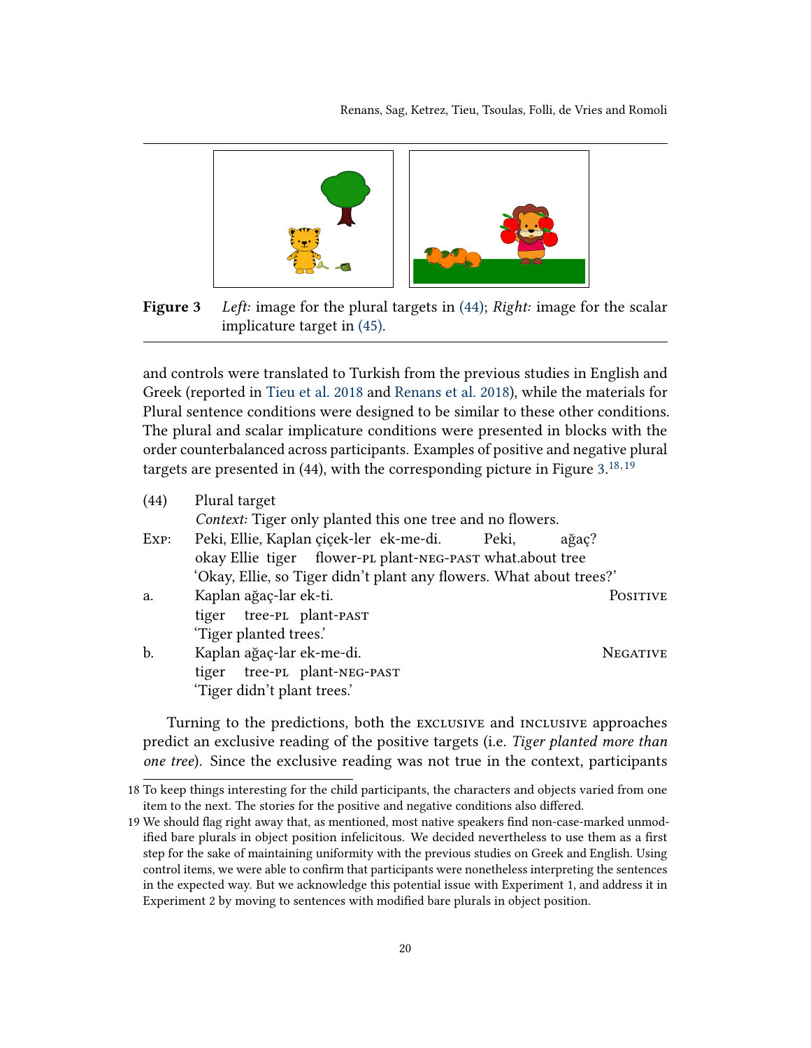**Figure 3** *Left:* image for the plural targets in (44); *Right:* image for the scalar implicature target in (45).

and controls were translated to Turkish from the previous studies in English and Greek (reported in Tieu et al. 2018 and Renans et al. 2018), while the materials for Plural sentence conditions were designed to be similar to these other conditions. The plural and scalar implicature conditions were presented in blocks with the order counterbalanced across participants. Examples of positive and negative plural targets are presented in (44), with the corresponding picture in Figure 3.[18,19]

(44) Plural target
*Context:* Tiger only planted this one tree and no flowers.

Exp: Peki, Ellie, Kaplan çiçek-ler ek-me-di. Peki, ağaç?
okay Ellie tiger flower-PL plant-NEG-PAST what.about tree
'Okay, Ellie, so Tiger didn't plant any flowers. What about trees?'

a. Kaplan ağaç-lar ek-ti. POSITIVE
tiger tree-PL plant-PAST
'Tiger planted trees.'

b. Kaplan ağaç-lar ek-me-di. NEGATIVE
tiger tree-PL plant-NEG-PAST
'Tiger didn't plant trees.'

Turning to the predictions, both the EXCLUSIVE and INCLUSIVE approaches predict an exclusive reading of the positive targets (i.e. *Tiger planted more than one tree*). Since the exclusive reading was not true in the context, participants

18 To keep things interesting for the child participants, the characters and objects varied from one item to the next. The stories for the positive and negative conditions also differed.

19 We should flag right away that, as mentioned, most native speakers find non-case-marked unmodified bare plurals in object position infelicitous. We decided nevertheless to use them as a first step for the sake of maintaining uniformity with the previous studies on Greek and English. Using control items, we were able to confirm that participants were nonetheless interpreting the sentences in the expected way. But we acknowledge this potential issue with Experiment 1, and address it in Experiment 2 by moving to sentences with modified bare plurals in object position.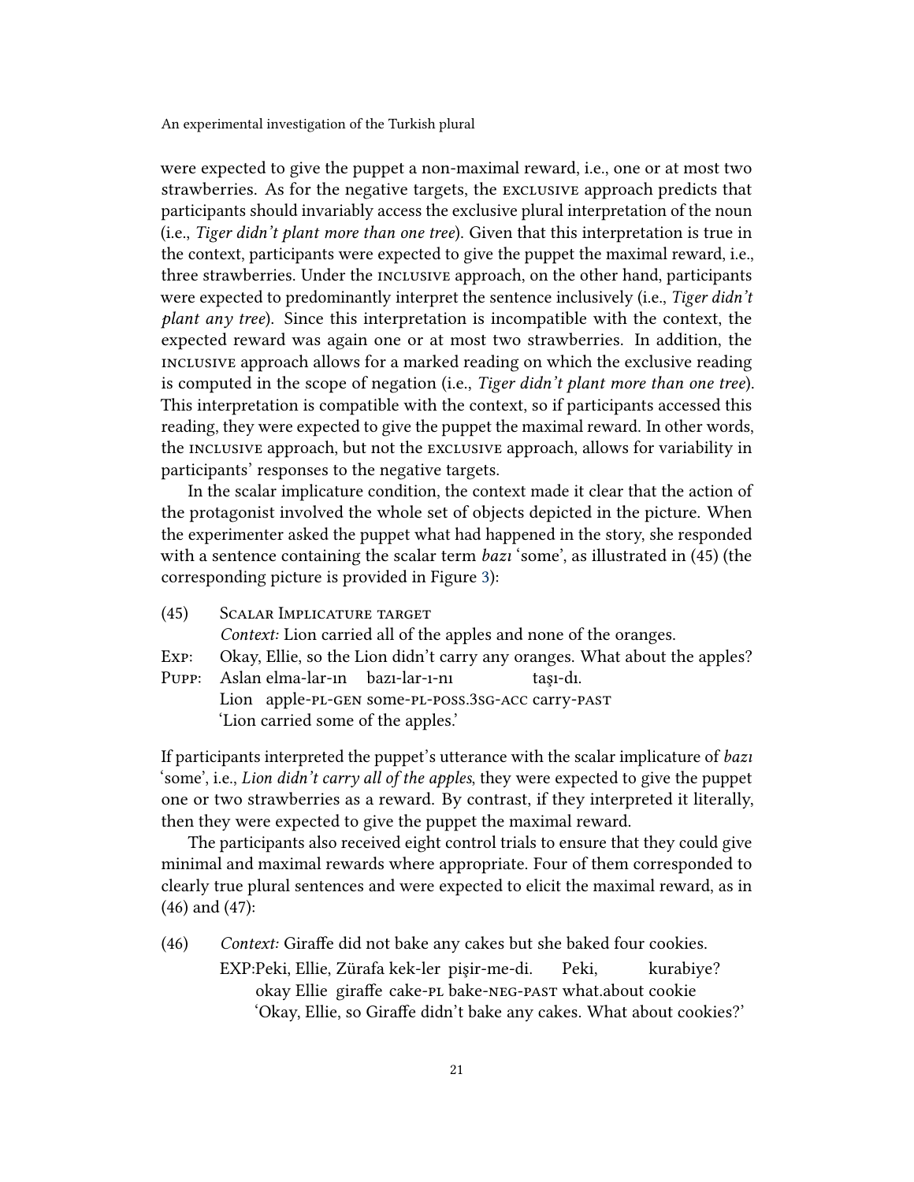were expected to give the puppet a non-maximal reward, i.e., one or at most two strawberries. As for the negative targets, the EXCLUSIVE approach predicts that participants should invariably access the exclusive plural interpretation of the noun (i.e., *Tiger didn't plant more than one tree*). Given that this interpretation is true in the context, participants were expected to give the puppet the maximal reward, i.e., three strawberries. Under the INCLUSIVE approach, on the other hand, participants were expected to predominantly interpret the sentence inclusively (i.e., *Tiger didn't plant any tree*). Since this interpretation is incompatible with the context, the expected reward was again one or at most two strawberries. In addition, the INCLUSIVE approach allows for a marked reading on which the exclusive reading is computed in the scope of negation (i.e., *Tiger didn't plant more than one tree*). This interpretation is compatible with the context, so if participants accessed this reading, they were expected to give the puppet the maximal reward. In other words, the INCLUSIVE approach, but not the EXCLUSIVE approach, allows for variability in participants' responses to the negative targets.

In the scalar implicature condition, the context made it clear that the action of the protagonist involved the whole set of objects depicted in the picture. When the experimenter asked the puppet what had happened in the story, she responded with a sentence containing the scalar term *bazı* 'some', as illustrated in (45) (the corresponding picture is provided in Figure 3):

(45) SCALAR IMPLICATURE TARGET
*Context:* Lion carried all of the apples and none of the oranges.

EXP: Okay, Ellie, so the Lion didn't carry any oranges. What about the apples?

PUPP: Aslan elma-lar-ın bazı-lar-ı-nı taşı-dı.
Lion apple-PL-GEN some-PL-POSS.3SG-ACC carry-PAST
'Lion carried some of the apples.'

If participants interpreted the puppet's utterance with the scalar implicature of *bazı* 'some', i.e., *Lion didn't carry all of the apples*, they were expected to give the puppet one or two strawberries as a reward. By contrast, if they interpreted it literally, then they were expected to give the puppet the maximal reward.

The participants also received eight control trials to ensure that they could give minimal and maximal rewards where appropriate. Four of them corresponded to clearly true plural sentences and were expected to elicit the maximal reward, as in (46) and (47):

(46) *Context:* Giraffe did not bake any cakes but she baked four cookies.
EXP: Peki, Ellie, Zürafa kek-ler pişir-me-di. Peki, kurabiye?
okay Ellie giraffe cake-PL bake-NEG-PAST what.about cookie
'Okay, Ellie, so Giraffe didn't bake any cakes. What about cookies?'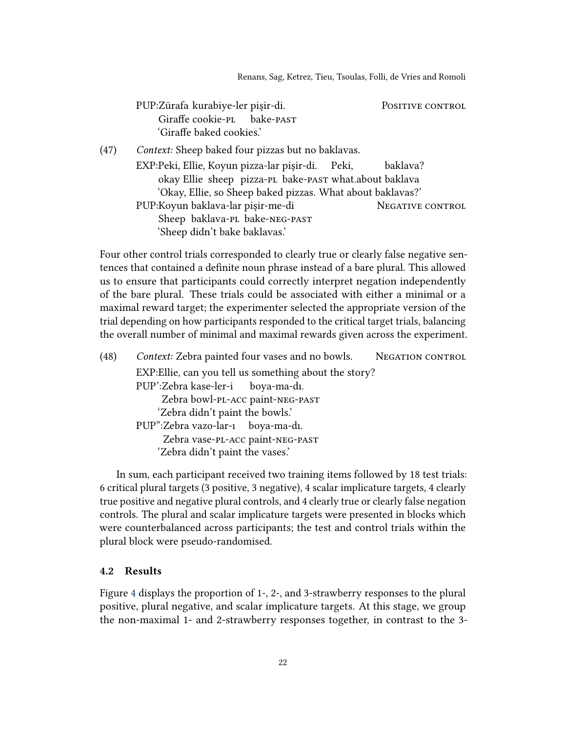PUP: Zürafa kurabiye-ler pişir-di.                                  POSITIVE CONTROL
    Giraffe cookie-PL bake-PAST
    'Giraffe baked cookies.'

(47) *Context:* Sheep baked four pizzas but no baklavas.

EXP: Peki, Ellie, Koyun pizza-lar pişir-di. Peki, baklava?
    okay Ellie sheep pizza-PL bake-PAST what.about baklava
    'Okay, Ellie, so Sheep baked pizzas. What about baklavas?'

PUP: Koyun baklava-lar pişir-me-di                                  NEGATIVE CONTROL
    Sheep baklava-PL bake-NEG-PAST
    'Sheep didn't bake baklavas.'

Four other control trials corresponded to clearly true or clearly false negative sentences that contained a definite noun phrase instead of a bare plural. This allowed us to ensure that participants could correctly interpret negation independently of the bare plural. These trials could be associated with either a minimal or a maximal reward target; the experimenter selected the appropriate version of the trial depending on how participants responded to the critical target trials, balancing the overall number of minimal and maximal rewards given across the experiment.

(48) *Context:* Zebra painted four vases and no bowls.                NEGATION CONTROL

EXP: Ellie, can you tell us something about the story?

PUP': Zebra kase-ler-i boya-ma-dı.
    Zebra bowl-PL-ACC paint-NEG-PAST
    'Zebra didn't paint the bowls.'

PUP": Zebra vazo-lar-ı boya-ma-dı.
    Zebra vase-PL-ACC paint-NEG-PAST
    'Zebra didn't paint the vases.'

In sum, each participant received two training items followed by 18 test trials: 6 critical plural targets (3 positive, 3 negative), 4 scalar implicature targets, 4 clearly true positive and negative plural controls, and 4 clearly true or clearly false negation controls. The plural and scalar implicature targets were presented in blocks which were counterbalanced across participants; the test and control trials within the plural block were pseudo-randomised.

### 4.2 Results

Figure 4 displays the proportion of 1-, 2-, and 3-strawberry responses to the plural positive, plural negative, and scalar implicature targets. At this stage, we group the non-maximal 1- and 2-strawberry responses together, in contrast to the 3-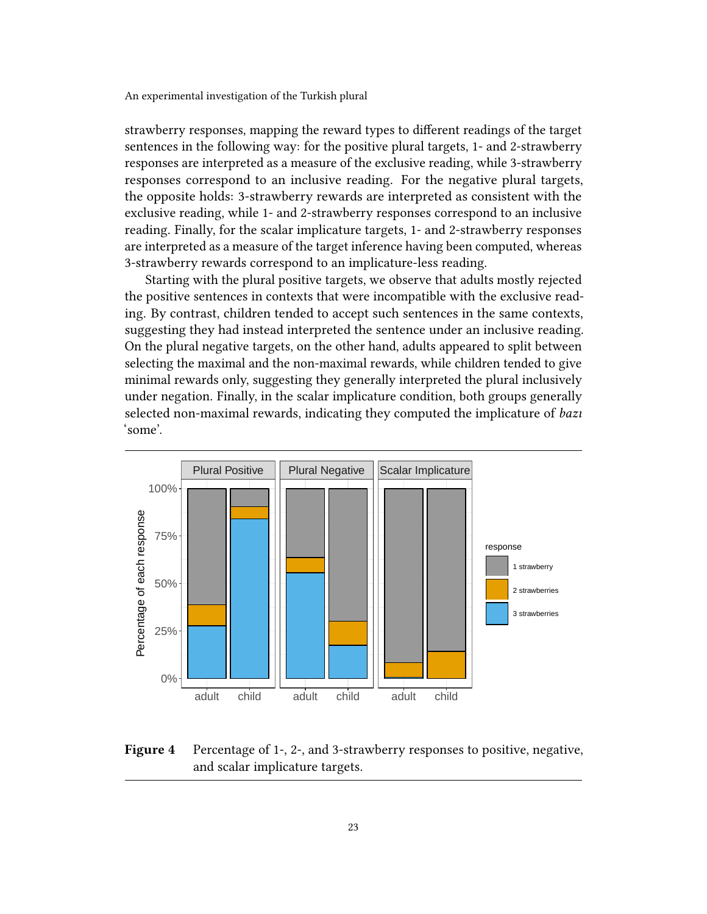strawberry responses, mapping the reward types to different readings of the target sentences in the following way: for the positive plural targets, 1- and 2-strawberry responses are interpreted as a measure of the exclusive reading, while 3-strawberry responses correspond to an inclusive reading. For the negative plural targets, the opposite holds: 3-strawberry rewards are interpreted as consistent with the exclusive reading, while 1- and 2-strawberry responses correspond to an inclusive reading. Finally, for the scalar implicature targets, 1- and 2-strawberry responses are interpreted as a measure of the target inference having been computed, whereas 3-strawberry rewards correspond to an implicature-less reading.

Starting with the plural positive targets, we observe that adults mostly rejected the positive sentences in contexts that were incompatible with the exclusive reading. By contrast, children tended to accept such sentences in the same contexts, suggesting they had instead interpreted the sentence under an inclusive reading. On the plural negative targets, on the other hand, adults appeared to split between selecting the maximal and the non-maximal rewards, while children tended to give minimal rewards only, suggesting they generally interpreted the plural inclusively under negation. Finally, in the scalar implicature condition, both groups generally selected non-maximal rewards, indicating they computed the implicature of *bazı* 'some'.

**Figure 4** Percentage of 1-, 2-, and 3-strawberry responses to positive, negative, and scalar implicature targets.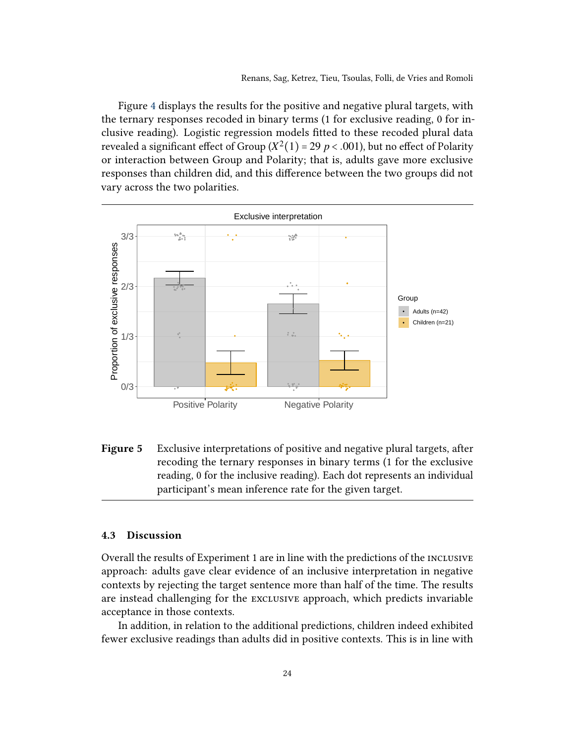Figure 4 displays the results for the positive and negative plural targets, with the ternary responses recoded in binary terms (1 for exclusive reading, 0 for inclusive reading). Logistic regression models fitted to these recoded plural data revealed a significant effect of Group ($X^2(1) = 29$ $p < .001$), but no effect of Polarity or interaction between Group and Polarity; that is, adults gave more exclusive responses than children did, and this difference between the two groups did not vary across the two polarities.

**Figure 5** Exclusive interpretations of positive and negative plural targets, after recoding the ternary responses in binary terms (1 for the exclusive reading, 0 for the inclusive reading). Each dot represents an individual participant's mean inference rate for the given target.

### 4.3 Discussion

Overall the results of Experiment 1 are in line with the predictions of the INCLUSIVE approach: adults gave clear evidence of an inclusive interpretation in negative contexts by rejecting the target sentence more than half of the time. The results are instead challenging for the EXCLUSIVE approach, which predicts invariable acceptance in those contexts.

In addition, in relation to the additional predictions, children indeed exhibited fewer exclusive readings than adults did in positive contexts. This is in line with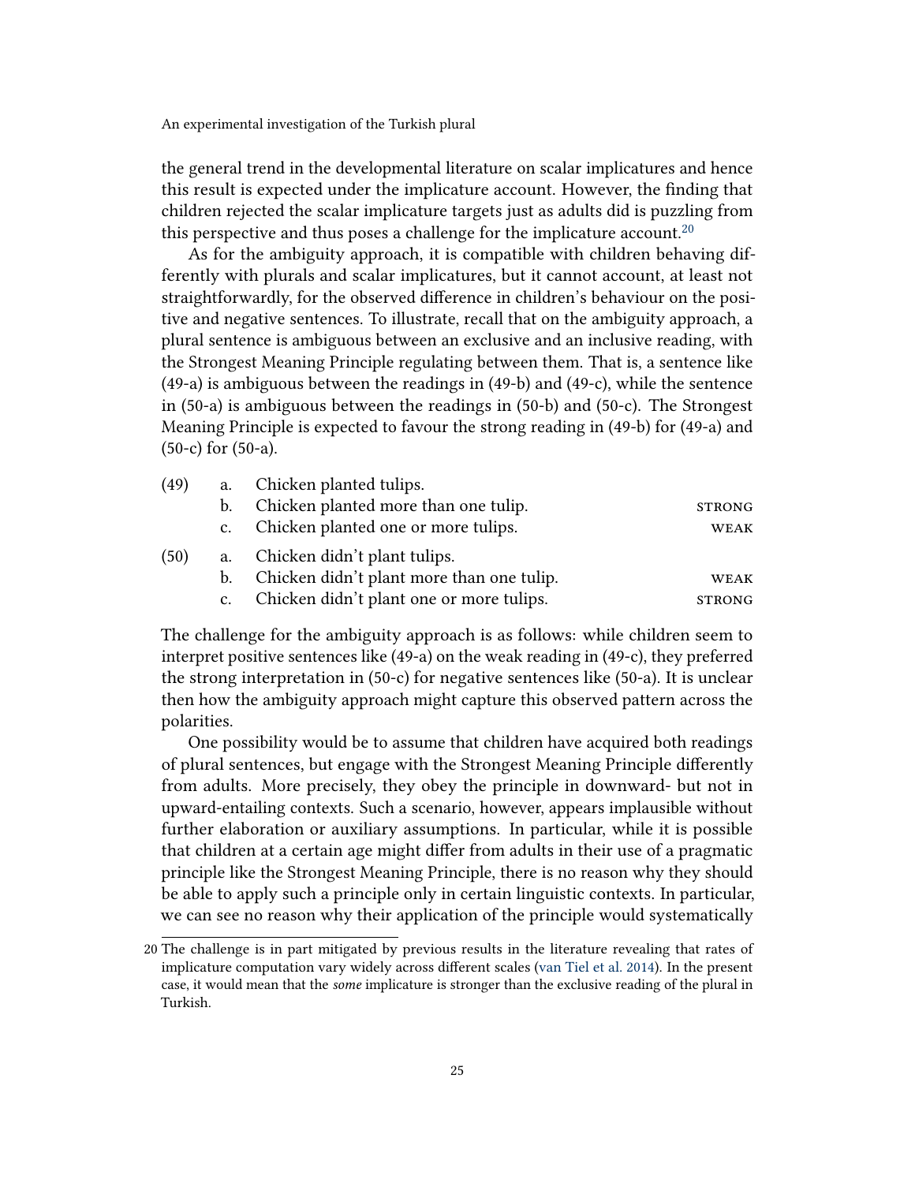the general trend in the developmental literature on scalar implicatures and hence this result is expected under the implicature account. However, the finding that children rejected the scalar implicature targets just as adults did is puzzling from this perspective and thus poses a challenge for the implicature account.[20]

As for the ambiguity approach, it is compatible with children behaving differently with plurals and scalar implicatures, but it cannot account, at least not straightforwardly, for the observed difference in children's behaviour on the positive and negative sentences. To illustrate, recall that on the ambiguity approach, a plural sentence is ambiguous between an exclusive and an inclusive reading, with the Strongest Meaning Principle regulating between them. That is, a sentence like (49-a) is ambiguous between the readings in (49-b) and (49-c), while the sentence in (50-a) is ambiguous between the readings in (50-b) and (50-c). The Strongest Meaning Principle is expected to favour the strong reading in (49-b) for (49-a) and (50-c) for (50-a).

(49) a. Chicken planted tulips.
  b. Chicken planted more than one tulip. STRONG
  c. Chicken planted one or more tulips. WEAK

(50) a. Chicken didn't plant tulips.
  b. Chicken didn't plant more than one tulip. WEAK
  c. Chicken didn't plant one or more tulips. STRONG

The challenge for the ambiguity approach is as follows: while children seem to interpret positive sentences like (49-a) on the weak reading in (49-c), they preferred the strong interpretation in (50-c) for negative sentences like (50-a). It is unclear then how the ambiguity approach might capture this observed pattern across the polarities.

One possibility would be to assume that children have acquired both readings of plural sentences, but engage with the Strongest Meaning Principle differently from adults. More precisely, they obey the principle in downward- but not in upward-entailing contexts. Such a scenario, however, appears implausible without further elaboration or auxiliary assumptions. In particular, while it is possible that children at a certain age might differ from adults in their use of a pragmatic principle like the Strongest Meaning Principle, there is no reason why they should be able to apply such a principle only in certain linguistic contexts. In particular, we can see no reason why their application of the principle would systematically

[20] The challenge is in part mitigated by previous results in the literature revealing that rates of implicature computation vary widely across different scales (van Tiel et al. 2014). In the present case, it would mean that the *some* implicature is stronger than the exclusive reading of the plural in Turkish.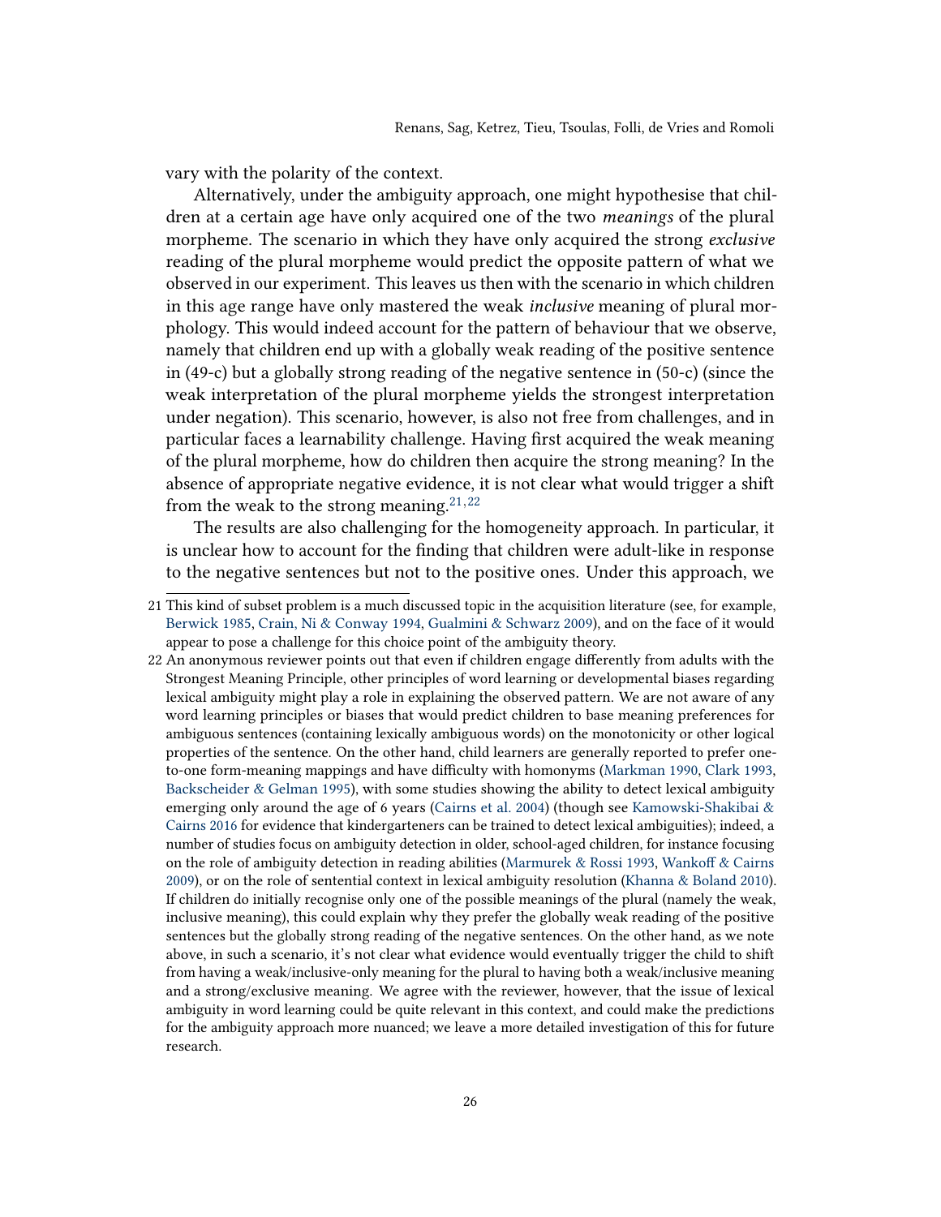vary with the polarity of the context.

Alternatively, under the ambiguity approach, one might hypothesise that children at a certain age have only acquired one of the two *meanings* of the plural morpheme. The scenario in which they have only acquired the strong *exclusive* reading of the plural morpheme would predict the opposite pattern of what we observed in our experiment. This leaves us then with the scenario in which children in this age range have only mastered the weak *inclusive* meaning of plural morphology. This would indeed account for the pattern of behaviour that we observe, namely that children end up with a globally weak reading of the positive sentence in (49-c) but a globally strong reading of the negative sentence in (50-c) (since the weak interpretation of the plural morpheme yields the strongest interpretation under negation). This scenario, however, is also not free from challenges, and in particular faces a learnability challenge. Having first acquired the weak meaning of the plural morpheme, how do children then acquire the strong meaning? In the absence of appropriate negative evidence, it is not clear what would trigger a shift from the weak to the strong meaning.[21,22]

The results are also challenging for the homogeneity approach. In particular, it is unclear how to account for the finding that children were adult-like in response to the negative sentences but not to the positive ones. Under this approach, we

---

21 This kind of subset problem is a much discussed topic in the acquisition literature (see, for example, Berwick 1985, Crain, Ni & Conway 1994, Gualmini & Schwarz 2009), and on the face of it would appear to pose a challenge for this choice point of the ambiguity theory.

22 An anonymous reviewer points out that even if children engage differently from adults with the Strongest Meaning Principle, other principles of word learning or developmental biases regarding lexical ambiguity might play a role in explaining the observed pattern. We are not aware of any word learning principles or biases that would predict children to base meaning preferences for ambiguous sentences (containing lexically ambiguous words) on the monotonicity or other logical properties of the sentence. On the other hand, child learners are generally reported to prefer one-to-one form-meaning mappings and have difficulty with homonyms (Markman 1990, Clark 1993, Backscheider & Gelman 1995), with some studies showing the ability to detect lexical ambiguity emerging only around the age of 6 years (Cairns et al. 2004) (though see Kamowski-Shakibai & Cairns 2016 for evidence that kindergarteners can be trained to detect lexical ambiguities); indeed, a number of studies focus on ambiguity detection in older, school-aged children, for instance focusing on the role of ambiguity detection in reading abilities (Marmurek & Rossi 1993, Wankoff & Cairns 2009), or on the role of sentential context in lexical ambiguity resolution (Khanna & Boland 2010). If children do initially recognise only one of the possible meanings of the plural (namely the weak, inclusive meaning), this could explain why they prefer the globally weak reading of the positive sentences but the globally strong reading of the negative sentences. On the other hand, as we note above, in such a scenario, it's not clear what evidence would eventually trigger the child to shift from having a weak/inclusive-only meaning for the plural to having both a weak/inclusive meaning and a strong/exclusive meaning. We agree with the reviewer, however, that the issue of lexical ambiguity in word learning could be quite relevant in this context, and could make the predictions for the ambiguity approach more nuanced; we leave a more detailed investigation of this for future research.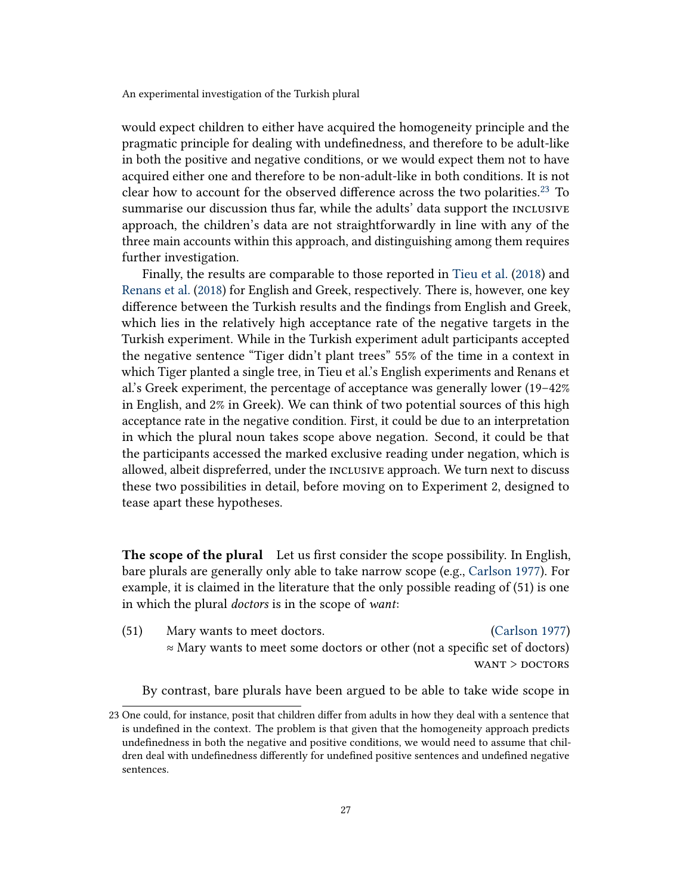would expect children to either have acquired the homogeneity principle and the pragmatic principle for dealing with undefinedness, and therefore to be adult-like in both the positive and negative conditions, or we would expect them not to have acquired either one and therefore to be non-adult-like in both conditions. It is not clear how to account for the observed difference across the two polarities.[23] To summarise our discussion thus far, while the adults' data support the INCLUSIVE approach, the children's data are not straightforwardly in line with any of the three main accounts within this approach, and distinguishing among them requires further investigation.

Finally, the results are comparable to those reported in Tieu et al. (2018) and Renans et al. (2018) for English and Greek, respectively. There is, however, one key difference between the Turkish results and the findings from English and Greek, which lies in the relatively high acceptance rate of the negative targets in the Turkish experiment. While in the Turkish experiment adult participants accepted the negative sentence "Tiger didn't plant trees" 55% of the time in a context in which Tiger planted a single tree, in Tieu et al.'s English experiments and Renans et al.'s Greek experiment, the percentage of acceptance was generally lower (19–42% in English, and 2% in Greek). We can think of two potential sources of this high acceptance rate in the negative condition. First, it could be due to an interpretation in which the plural noun takes scope above negation. Second, it could be that the participants accessed the marked exclusive reading under negation, which is allowed, albeit dispreferred, under the INCLUSIVE approach. We turn next to discuss these two possibilities in detail, before moving on to Experiment 2, designed to tease apart these hypotheses.

**The scope of the plural** Let us first consider the scope possibility. In English, bare plurals are generally only able to take narrow scope (e.g., Carlson 1977). For example, it is claimed in the literature that the only possible reading of (51) is one in which the plural *doctors* is in the scope of *want*:

(51) Mary wants to meet doctors. (Carlson 1977)
≈ Mary wants to meet some doctors or other (not a specific set of doctors)
WANT > DOCTORS

By contrast, bare plurals have been argued to be able to take wide scope in

23 One could, for instance, posit that children differ from adults in how they deal with a sentence that is undefined in the context. The problem is that given that the homogeneity approach predicts undefinedness in both the negative and positive conditions, we would need to assume that children deal with undefinedness differently for undefined positive sentences and undefined negative sentences.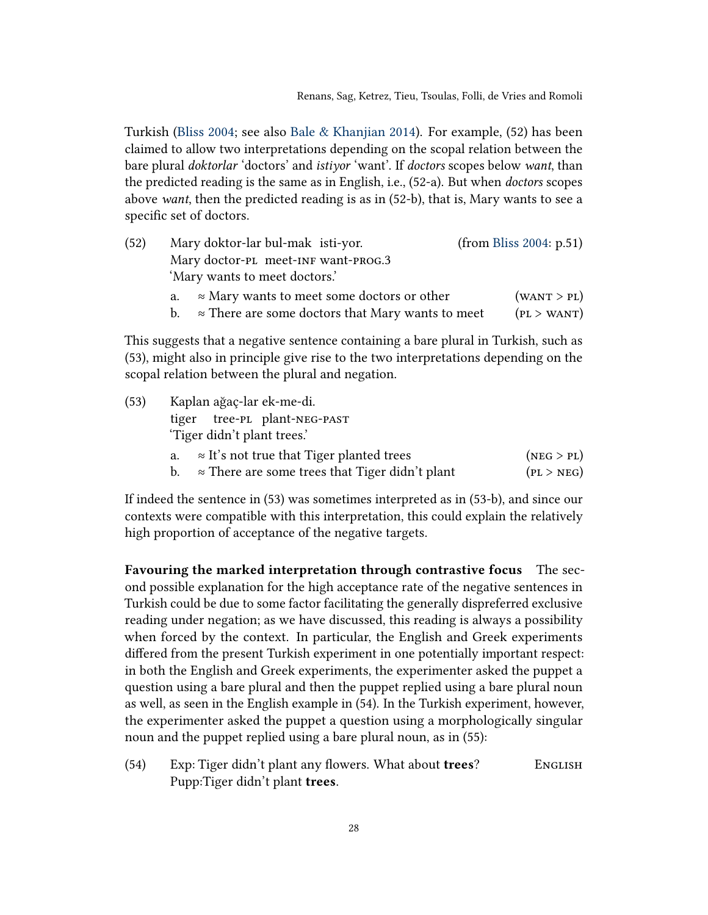Turkish (Bliss 2004; see also Bale & Khanjian 2014). For example, (52) has been claimed to allow two interpretations depending on the scopal relation between the bare plural *doktorlar* 'doctors' and *istiyor* 'want'. If *doctors* scopes below *want*, than the predicted reading is the same as in English, i.e., (52-a). But when *doctors* scopes above *want*, then the predicted reading is as in (52-b), that is, Mary wants to see a specific set of doctors.

(52) Mary doktor-lar bul-mak isti-yor. (from Bliss 2004: p.51)
 Mary doctor-PL meet-INF want-PROG.3
 'Mary wants to meet doctors.'

 a. ≈ Mary wants to meet some doctors or other (WANT > PL)
 b. ≈ There are some doctors that Mary wants to meet (PL > WANT)

This suggests that a negative sentence containing a bare plural in Turkish, such as (53), might also in principle give rise to the two interpretations depending on the scopal relation between the plural and negation.

(53) Kaplan ağaç-lar ek-me-di.
 tiger tree-PL plant-NEG-PAST
 'Tiger didn't plant trees.'

 a. ≈ It's not true that Tiger planted trees (NEG > PL)
 b. ≈ There are some trees that Tiger didn't plant (PL > NEG)

If indeed the sentence in (53) was sometimes interpreted as in (53-b), and since our contexts were compatible with this interpretation, this could explain the relatively high proportion of acceptance of the negative targets.

**Favouring the marked interpretation through contrastive focus** The second possible explanation for the high acceptance rate of the negative sentences in Turkish could be due to some factor facilitating the generally dispreferred exclusive reading under negation; as we have discussed, this reading is always a possibility when forced by the context. In particular, the English and Greek experiments differed from the present Turkish experiment in one potentially important respect: in both the English and Greek experiments, the experimenter asked the puppet a question using a bare plural and then the puppet replied using a bare plural noun as well, as seen in the English example in (54). In the Turkish experiment, however, the experimenter asked the puppet a question using a morphologically singular noun and the puppet replied using a bare plural noun, as in (55):

(54) Exp: Tiger didn't plant any flowers. What about **trees**? ENGLISH
 Pupp:Tiger didn't plant **trees**.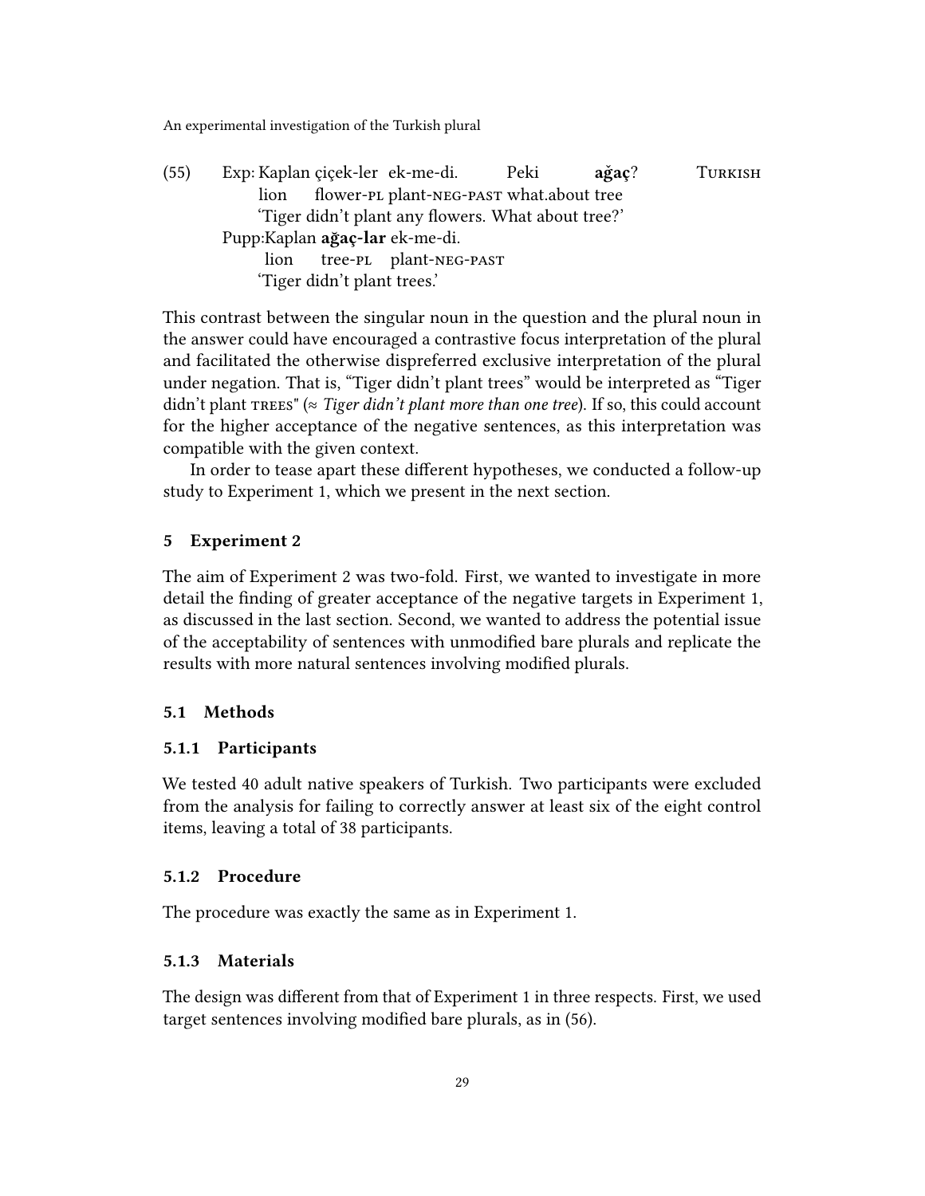(55) Exp: Kaplan çiçek-ler ek-me-di. Peki **ağaç**? TURKISH
lion flower-PL plant-NEG-PAST what.about tree
'Tiger didn't plant any flowers. What about tree?'
Pupp: Kaplan **ağaç-lar** ek-me-di.
lion tree-PL plant-NEG-PAST
'Tiger didn't plant trees.'

This contrast between the singular noun in the question and the plural noun in the answer could have encouraged a contrastive focus interpretation of the plural and facilitated the otherwise dispreferred exclusive interpretation of the plural under negation. That is, "Tiger didn't plant trees" would be interpreted as "Tiger didn't plant TREES" (≈ *Tiger didn't plant more than one tree*). If so, this could account for the higher acceptance of the negative sentences, as this interpretation was compatible with the given context.

In order to tease apart these different hypotheses, we conducted a follow-up study to Experiment 1, which we present in the next section.

## 5 Experiment 2

The aim of Experiment 2 was two-fold. First, we wanted to investigate in more detail the finding of greater acceptance of the negative targets in Experiment 1, as discussed in the last section. Second, we wanted to address the potential issue of the acceptability of sentences with unmodified bare plurals and replicate the results with more natural sentences involving modified plurals.

### 5.1 Methods

#### 5.1.1 Participants

We tested 40 adult native speakers of Turkish. Two participants were excluded from the analysis for failing to correctly answer at least six of the eight control items, leaving a total of 38 participants.

#### 5.1.2 Procedure

The procedure was exactly the same as in Experiment 1.

#### 5.1.3 Materials

The design was different from that of Experiment 1 in three respects. First, we used target sentences involving modified bare plurals, as in (56).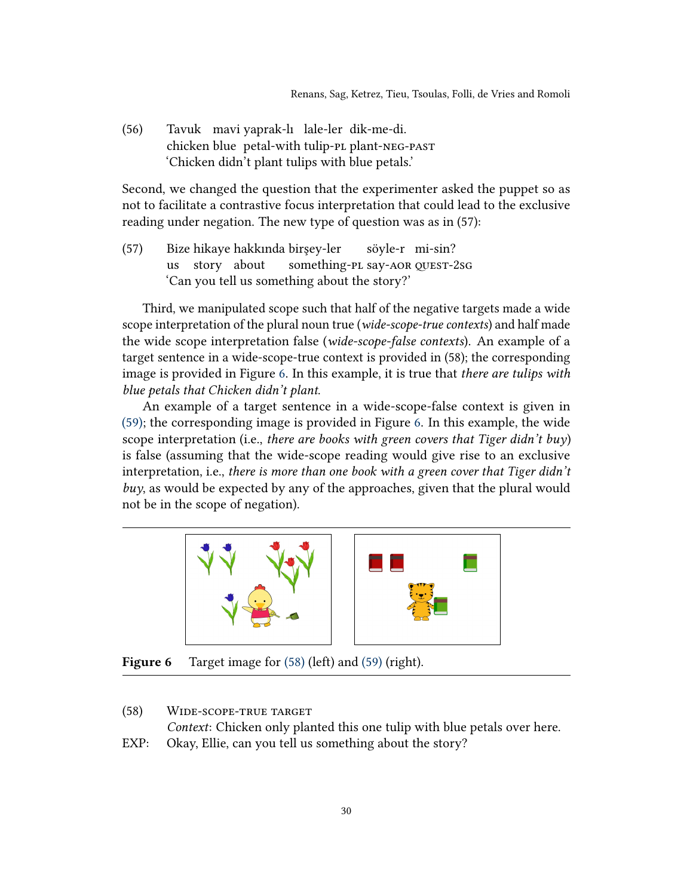(56) Tavuk mavi yaprak-lı lale-ler dik-me-di.
chicken blue petal-with tulip-PL plant-NEG-PAST
'Chicken didn't plant tulips with blue petals.'

Second, we changed the question that the experimenter asked the puppet so as not to facilitate a contrastive focus interpretation that could lead to the exclusive reading under negation. The new type of question was as in (57):

(57) Bize hikaye hakkında birşey-ler söyle-r mi-sin?
us story about something-PL say-AOR QUEST-2SG
'Can you tell us something about the story?'

Third, we manipulated scope such that half of the negative targets made a wide scope interpretation of the plural noun true (*wide-scope-true contexts*) and half made the wide scope interpretation false (*wide-scope-false contexts*). An example of a target sentence in a wide-scope-true context is provided in (58); the corresponding image is provided in Figure 6. In this example, it is true that *there are tulips with blue petals that Chicken didn't plant*.

An example of a target sentence in a wide-scope-false context is given in (59); the corresponding image is provided in Figure 6. In this example, the wide scope interpretation (i.e., *there are books with green covers that Tiger didn't buy*) is false (assuming that the wide-scope reading would give rise to an exclusive interpretation, i.e., *there is more than one book with a green cover that Tiger didn't buy*, as would be expected by any of the approaches, given that the plural would not be in the scope of negation).

**Figure 6** Target image for (58) (left) and (59) (right).

(58) WIDE-SCOPE-TRUE TARGET
*Context*: Chicken only planted this one tulip with blue petals over here.
EXP: Okay, Ellie, can you tell us something about the story?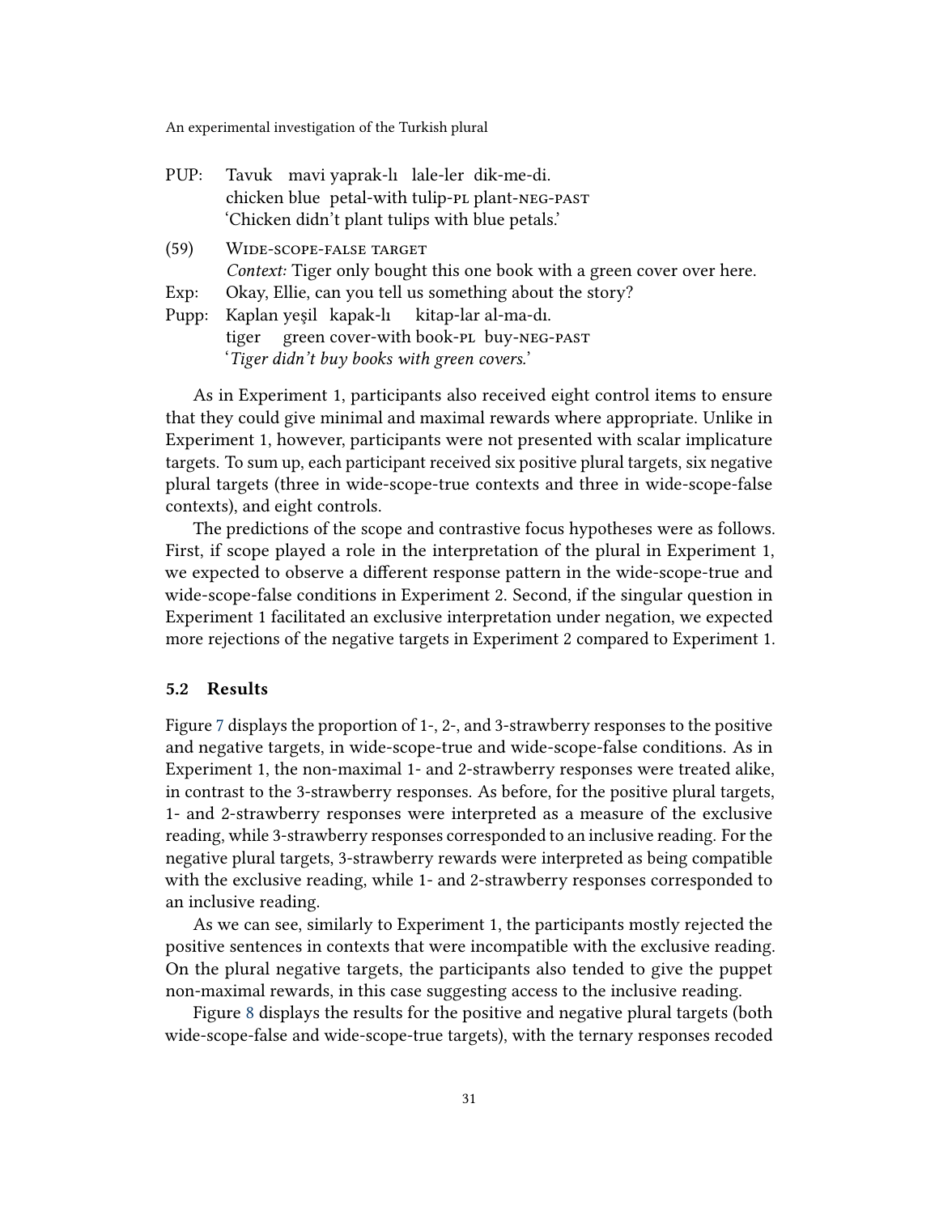PUP: Tavuk mavi yaprak-lı lale-ler dik-me-di.
chicken blue petal-with tulip-PL plant-NEG-PAST
'Chicken didn't plant tulips with blue petals.'

(59) WIDE-SCOPE-FALSE TARGET
*Context:* Tiger only bought this one book with a green cover over here.

Exp: Okay, Ellie, can you tell us something about the story?

Pupp: Kaplan yeşil kapak-lı kitap-lar al-ma-dı.
tiger green cover-with book-PL buy-NEG-PAST
'*Tiger didn't buy books with green covers.*'

As in Experiment 1, participants also received eight control items to ensure that they could give minimal and maximal rewards where appropriate. Unlike in Experiment 1, however, participants were not presented with scalar implicature targets. To sum up, each participant received six positive plural targets, six negative plural targets (three in wide-scope-true contexts and three in wide-scope-false contexts), and eight controls.

The predictions of the scope and contrastive focus hypotheses were as follows. First, if scope played a role in the interpretation of the plural in Experiment 1, we expected to observe a different response pattern in the wide-scope-true and wide-scope-false conditions in Experiment 2. Second, if the singular question in Experiment 1 facilitated an exclusive interpretation under negation, we expected more rejections of the negative targets in Experiment 2 compared to Experiment 1.

### 5.2 Results

Figure 7 displays the proportion of 1-, 2-, and 3-strawberry responses to the positive and negative targets, in wide-scope-true and wide-scope-false conditions. As in Experiment 1, the non-maximal 1- and 2-strawberry responses were treated alike, in contrast to the 3-strawberry responses. As before, for the positive plural targets, 1- and 2-strawberry responses were interpreted as a measure of the exclusive reading, while 3-strawberry responses corresponded to an inclusive reading. For the negative plural targets, 3-strawberry rewards were interpreted as being compatible with the exclusive reading, while 1- and 2-strawberry responses corresponded to an inclusive reading.

As we can see, similarly to Experiment 1, the participants mostly rejected the positive sentences in contexts that were incompatible with the exclusive reading. On the plural negative targets, the participants also tended to give the puppet non-maximal rewards, in this case suggesting access to the inclusive reading.

Figure 8 displays the results for the positive and negative plural targets (both wide-scope-false and wide-scope-true targets), with the ternary responses recoded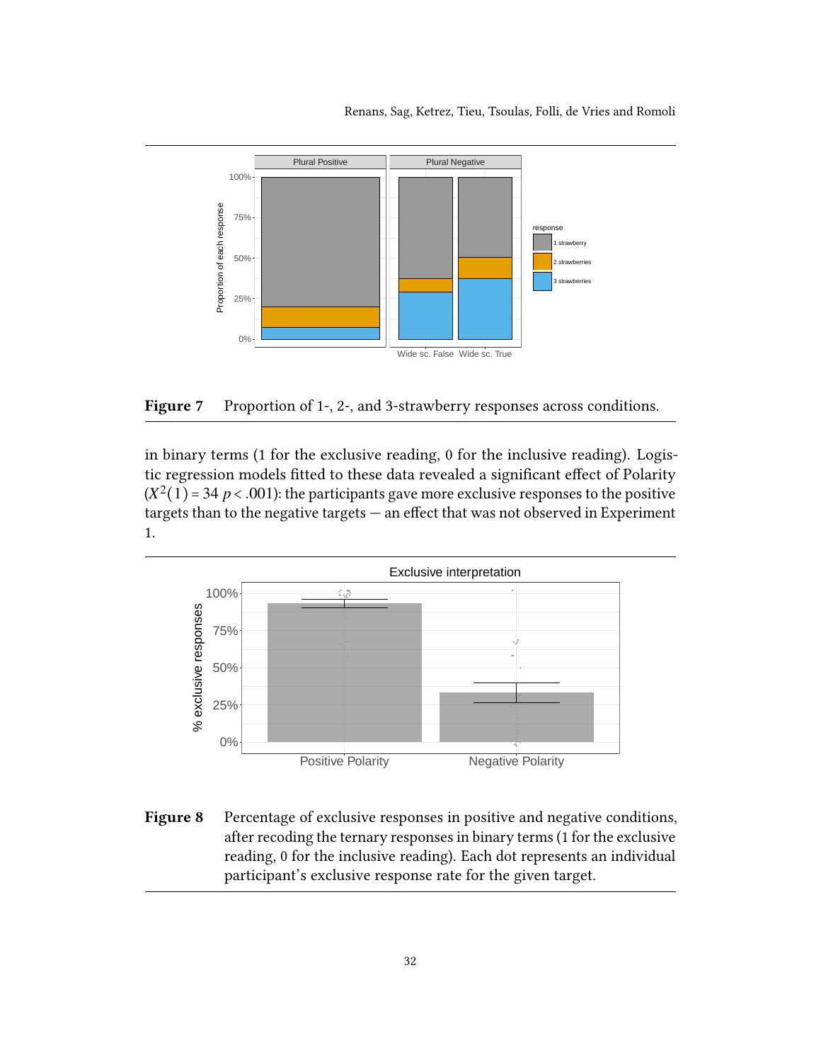**Figure 7** Proportion of 1-, 2-, and 3-strawberry responses across conditions.

in binary terms (1 for the exclusive reading, 0 for the inclusive reading). Logistic regression models fitted to these data revealed a significant effect of Polarity ($X^2(1) = 34$ $p < .001$): the participants gave more exclusive responses to the positive targets than to the negative targets — an effect that was not observed in Experiment 1.

**Figure 8** Percentage of exclusive responses in positive and negative conditions, after recoding the ternary responses in binary terms (1 for the exclusive reading, 0 for the inclusive reading). Each dot represents an individual participant's exclusive response rate for the given target.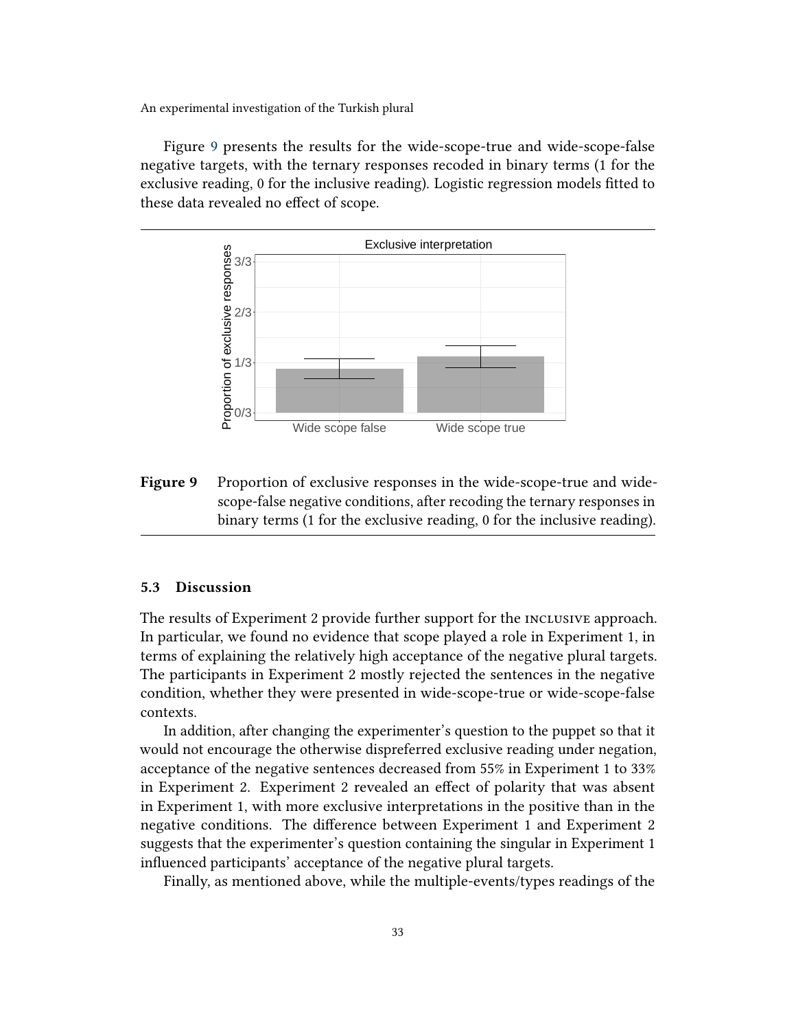Figure 9 presents the results for the wide-scope-true and wide-scope-false negative targets, with the ternary responses recoded in binary terms (1 for the exclusive reading, 0 for the inclusive reading). Logistic regression models fitted to these data revealed no effect of scope.

**Figure 9** Proportion of exclusive responses in the wide-scope-true and wide-scope-false negative conditions, after recoding the ternary responses in binary terms (1 for the exclusive reading, 0 for the inclusive reading).

### 5.3 Discussion

The results of Experiment 2 provide further support for the INCLUSIVE approach. In particular, we found no evidence that scope played a role in Experiment 1, in terms of explaining the relatively high acceptance of the negative plural targets. The participants in Experiment 2 mostly rejected the sentences in the negative condition, whether they were presented in wide-scope-true or wide-scope-false contexts.

In addition, after changing the experimenter's question to the puppet so that it would not encourage the otherwise dispreferred exclusive reading under negation, acceptance of the negative sentences decreased from 55% in Experiment 1 to 33% in Experiment 2. Experiment 2 revealed an effect of polarity that was absent in Experiment 1, with more exclusive interpretations in the positive than in the negative conditions. The difference between Experiment 1 and Experiment 2 suggests that the experimenter's question containing the singular in Experiment 1 influenced participants' acceptance of the negative plural targets.

Finally, as mentioned above, while the multiple-events/types readings of the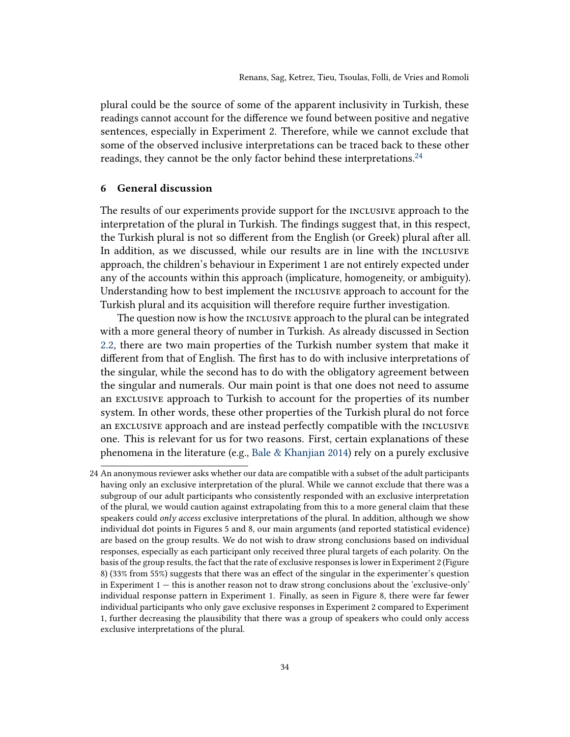plural could be the source of some of the apparent inclusivity in Turkish, these readings cannot account for the difference we found between positive and negative sentences, especially in Experiment 2. Therefore, while we cannot exclude that some of the observed inclusive interpretations can be traced back to these other readings, they cannot be the only factor behind these interpretations.[24]

## 6 General discussion

The results of our experiments provide support for the INCLUSIVE approach to the interpretation of the plural in Turkish. The findings suggest that, in this respect, the Turkish plural is not so different from the English (or Greek) plural after all. In addition, as we discussed, while our results are in line with the INCLUSIVE approach, the children's behaviour in Experiment 1 are not entirely expected under any of the accounts within this approach (implicature, homogeneity, or ambiguity). Understanding how to best implement the INCLUSIVE approach to account for the Turkish plural and its acquisition will therefore require further investigation.

The question now is how the INCLUSIVE approach to the plural can be integrated with a more general theory of number in Turkish. As already discussed in Section 2.2, there are two main properties of the Turkish number system that make it different from that of English. The first has to do with inclusive interpretations of the singular, while the second has to do with the obligatory agreement between the singular and numerals. Our main point is that one does not need to assume an EXCLUSIVE approach to Turkish to account for the properties of its number system. In other words, these other properties of the Turkish plural do not force an EXCLUSIVE approach and are instead perfectly compatible with the INCLUSIVE one. This is relevant for us for two reasons. First, certain explanations of these phenomena in the literature (e.g., Bale & Khanjian 2014) rely on a purely exclusive

---

24 An anonymous reviewer asks whether our data are compatible with a subset of the adult participants having only an exclusive interpretation of the plural. While we cannot exclude that there was a subgroup of our adult participants who consistently responded with an exclusive interpretation of the plural, we would caution against extrapolating from this to a more general claim that these speakers could *only access* exclusive interpretations of the plural. In addition, although we show individual dot points in Figures 5 and 8, our main arguments (and reported statistical evidence) are based on the group results. We do not wish to draw strong conclusions based on individual responses, especially as each participant only received three plural targets of each polarity. On the basis of the group results, the fact that the rate of exclusive responses is lower in Experiment 2 (Figure 8) (33% from 55%) suggests that there was an effect of the singular in the experimenter's question in Experiment 1 — this is another reason not to draw strong conclusions about the 'exclusive-only' individual response pattern in Experiment 1. Finally, as seen in Figure 8, there were far fewer individual participants who only gave exclusive responses in Experiment 2 compared to Experiment 1, further decreasing the plausibility that there was a group of speakers who could only access exclusive interpretations of the plural.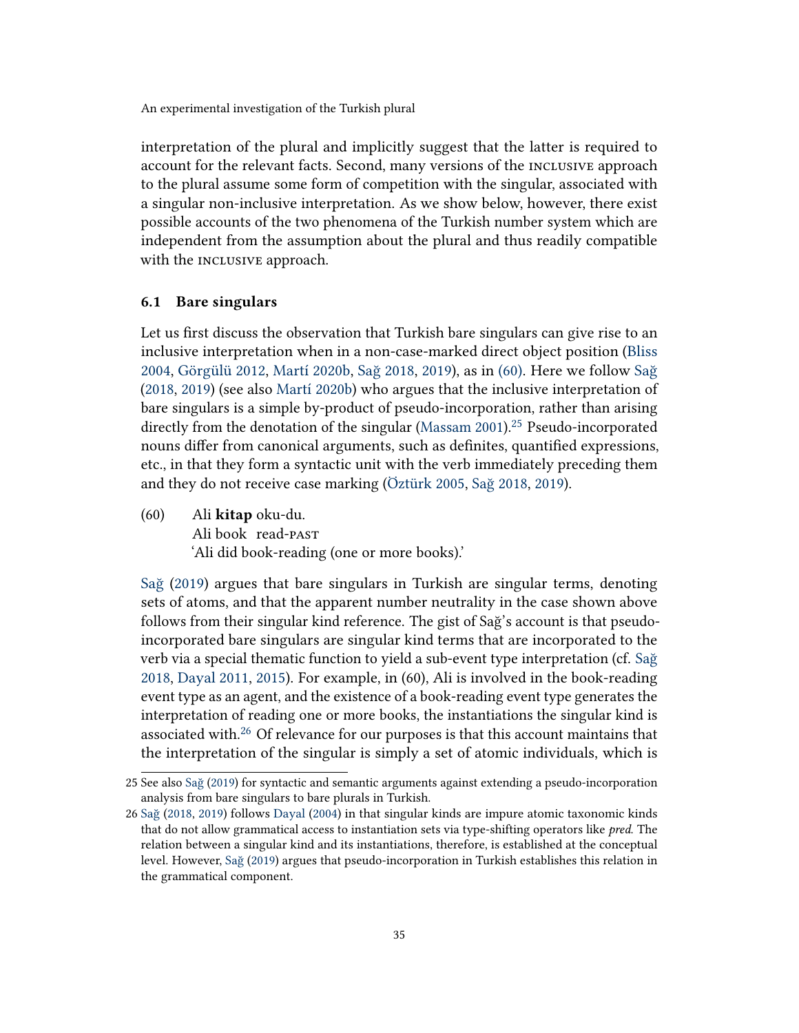interpretation of the plural and implicitly suggest that the latter is required to account for the relevant facts. Second, many versions of the INCLUSIVE approach to the plural assume some form of competition with the singular, associated with a singular non-inclusive interpretation. As we show below, however, there exist possible accounts of the two phenomena of the Turkish number system which are independent from the assumption about the plural and thus readily compatible with the INCLUSIVE approach.

### 6.1 Bare singulars

Let us first discuss the observation that Turkish bare singulars can give rise to an inclusive interpretation when in a non-case-marked direct object position (Bliss 2004, Görgülü 2012, Martí 2020b, Sağ 2018, 2019), as in (60). Here we follow Sağ (2018, 2019) (see also Martí 2020b) who argues that the inclusive interpretation of bare singulars is a simple by-product of pseudo-incorporation, rather than arising directly from the denotation of the singular (Massam 2001).[25] Pseudo-incorporated nouns differ from canonical arguments, such as definites, quantified expressions, etc., in that they form a syntactic unit with the verb immediately preceding them and they do not receive case marking (Öztürk 2005, Sağ 2018, 2019).

(60) Ali **kitap** oku-du.
Ali book read-PAST
'Ali did book-reading (one or more books).'

Sağ (2019) argues that bare singulars in Turkish are singular terms, denoting sets of atoms, and that the apparent number neutrality in the case shown above follows from their singular kind reference. The gist of Sağ's account is that pseudo-incorporated bare singulars are singular kind terms that are incorporated to the verb via a special thematic function to yield a sub-event type interpretation (cf. Sağ 2018, Dayal 2011, 2015). For example, in (60), Ali is involved in the book-reading event type as an agent, and the existence of a book-reading event type generates the interpretation of reading one or more books, the instantiations the singular kind is associated with.[26] Of relevance for our purposes is that this account maintains that the interpretation of the singular is simply a set of atomic individuals, which is

25 See also Sağ (2019) for syntactic and semantic arguments against extending a pseudo-incorporation analysis from bare singulars to bare plurals in Turkish.

26 Sağ (2018, 2019) follows Dayal (2004) in that singular kinds are impure atomic taxonomic kinds that do not allow grammatical access to instantiation sets via type-shifting operators like *pred*. The relation between a singular kind and its instantiations, therefore, is established at the conceptual level. However, Sağ (2019) argues that pseudo-incorporation in Turkish establishes this relation in the grammatical component.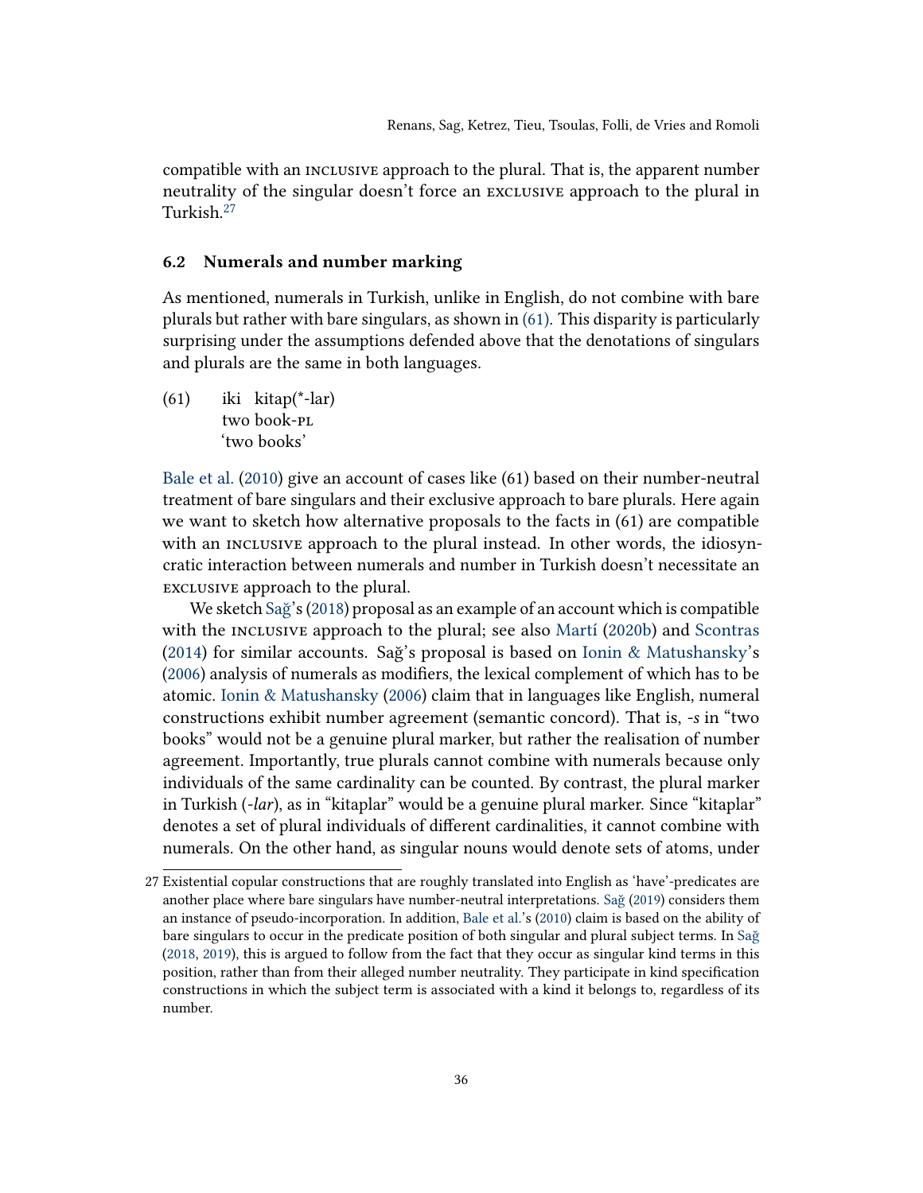compatible with an INCLUSIVE approach to the plural. That is, the apparent number neutrality of the singular doesn't force an EXCLUSIVE approach to the plural in Turkish.[27]

### 6.2 Numerals and number marking

As mentioned, numerals in Turkish, unlike in English, do not combine with bare plurals but rather with bare singulars, as shown in (61). This disparity is particularly surprising under the assumptions defended above that the denotations of singulars and plurals are the same in both languages.

(61) iki kitap(*-lar)
two book-PL
'two books'

Bale et al. (2010) give an account of cases like (61) based on their number-neutral treatment of bare singulars and their exclusive approach to bare plurals. Here again we want to sketch how alternative proposals to the facts in (61) are compatible with an INCLUSIVE approach to the plural instead. In other words, the idiosyncratic interaction between numerals and number in Turkish doesn't necessitate an EXCLUSIVE approach to the plural.

We sketch Sağ's (2018) proposal as an example of an account which is compatible with the INCLUSIVE approach to the plural; see also Martí (2020b) and Scontras (2014) for similar accounts. Sağ's proposal is based on Ionin & Matushansky's (2006) analysis of numerals as modifiers, the lexical complement of which has to be atomic. Ionin & Matushansky (2006) claim that in languages like English, numeral constructions exhibit number agreement (semantic concord). That is, *-s* in "two books" would not be a genuine plural marker, but rather the realisation of number agreement. Importantly, true plurals cannot combine with numerals because only individuals of the same cardinality can be counted. By contrast, the plural marker in Turkish (*-lar*), as in "kitaplar" would be a genuine plural marker. Since "kitaplar" denotes a set of plural individuals of different cardinalities, it cannot combine with numerals. On the other hand, as singular nouns would denote sets of atoms, under

[27] Existential copular constructions that are roughly translated into English as 'have'-predicates are another place where bare singulars have number-neutral interpretations. Sağ (2019) considers them an instance of pseudo-incorporation. In addition, Bale et al.'s (2010) claim is based on the ability of bare singulars to occur in the predicate position of both singular and plural subject terms. In Sağ (2018, 2019), this is argued to follow from the fact that they occur as singular kind terms in this position, rather than from their alleged number neutrality. They participate in kind specification constructions in which the subject term is associated with a kind it belongs to, regardless of its number.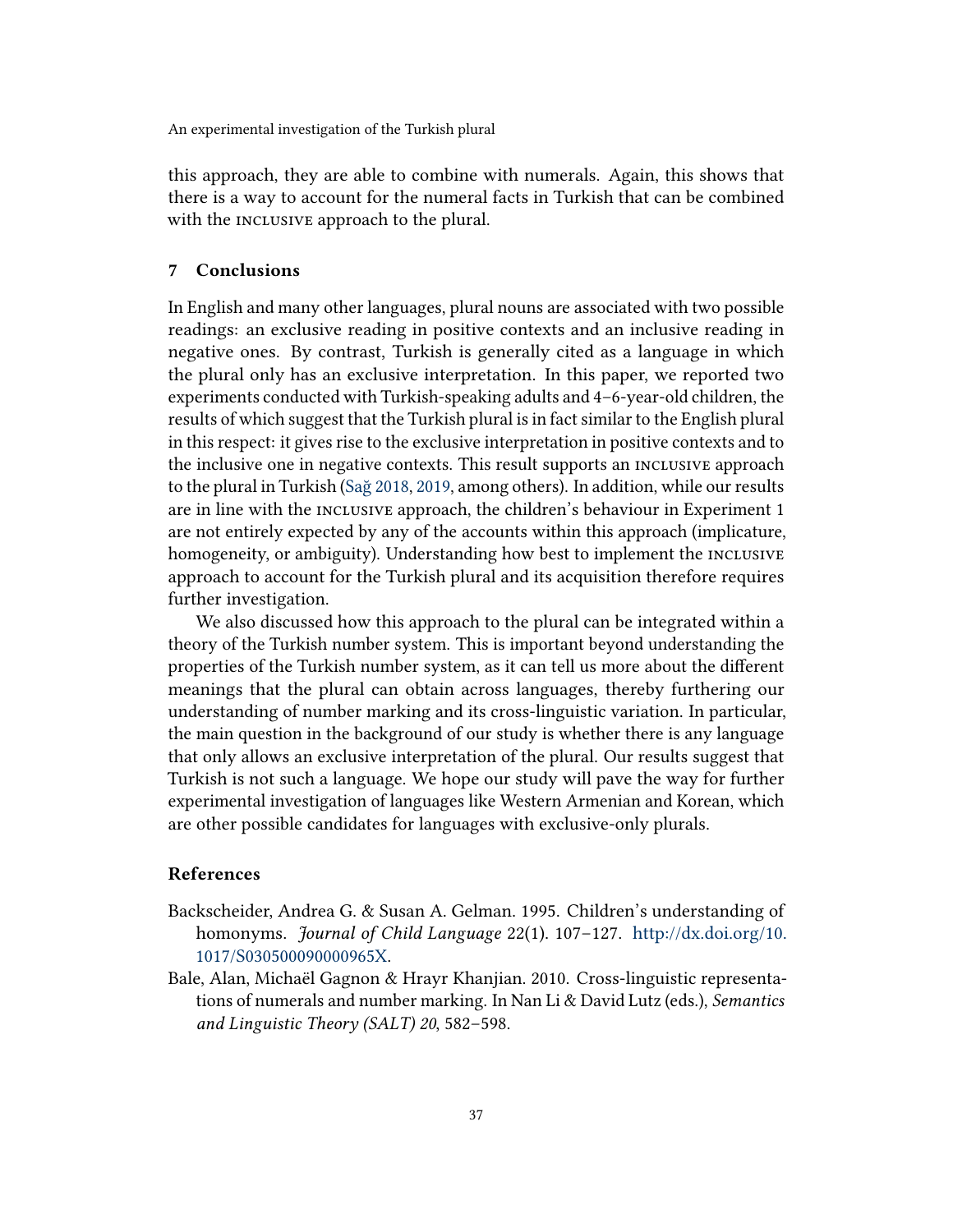this approach, they are able to combine with numerals. Again, this shows that there is a way to account for the numeral facts in Turkish that can be combined with the INCLUSIVE approach to the plural.

## 7 Conclusions

In English and many other languages, plural nouns are associated with two possible readings: an exclusive reading in positive contexts and an inclusive reading in negative ones. By contrast, Turkish is generally cited as a language in which the plural only has an exclusive interpretation. In this paper, we reported two experiments conducted with Turkish-speaking adults and 4–6-year-old children, the results of which suggest that the Turkish plural is in fact similar to the English plural in this respect: it gives rise to the exclusive interpretation in positive contexts and to the inclusive one in negative contexts. This result supports an INCLUSIVE approach to the plural in Turkish (Sağ 2018, 2019, among others). In addition, while our results are in line with the INCLUSIVE approach, the children's behaviour in Experiment 1 are not entirely expected by any of the accounts within this approach (implicature, homogeneity, or ambiguity). Understanding how best to implement the INCLUSIVE approach to account for the Turkish plural and its acquisition therefore requires further investigation.

We also discussed how this approach to the plural can be integrated within a theory of the Turkish number system. This is important beyond understanding the properties of the Turkish number system, as it can tell us more about the different meanings that the plural can obtain across languages, thereby furthering our understanding of number marking and its cross-linguistic variation. In particular, the main question in the background of our study is whether there is any language that only allows an exclusive interpretation of the plural. Our results suggest that Turkish is not such a language. We hope our study will pave the way for further experimental investigation of languages like Western Armenian and Korean, which are other possible candidates for languages with exclusive-only plurals.

## References

Backscheider, Andrea G. & Susan A. Gelman. 1995. Children's understanding of homonyms. *Journal of Child Language* 22(1). 107–127. http://dx.doi.org/10.1017/S030500090000965X.

Bale, Alan, Michaël Gagnon & Hrayr Khanjian. 2010. Cross-linguistic representations of numerals and number marking. In Nan Li & David Lutz (eds.), *Semantics and Linguistic Theory (SALT) 20*, 582–598.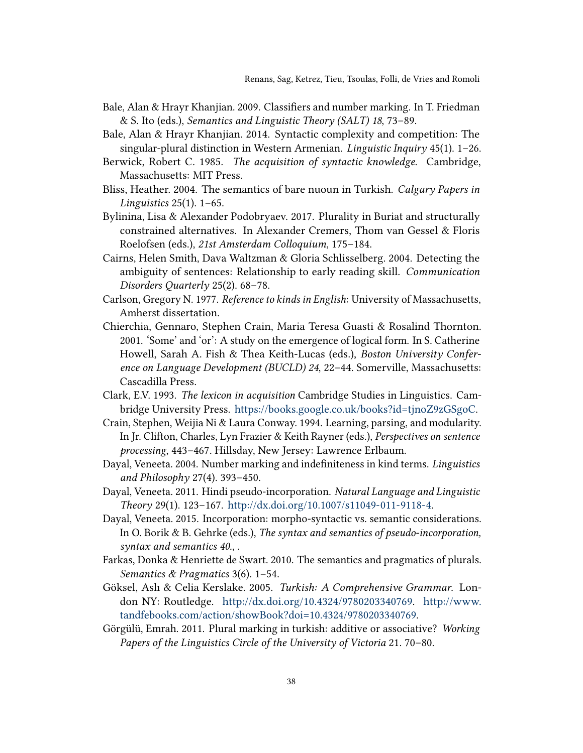Bale, Alan & Hrayr Khanjian. 2009. Classifiers and number marking. In T. Friedman & S. Ito (eds.), *Semantics and Linguistic Theory (SALT) 18*, 73–89.

Bale, Alan & Hrayr Khanjian. 2014. Syntactic complexity and competition: The singular-plural distinction in Western Armenian. *Linguistic Inquiry* 45(1). 1–26.

Berwick, Robert C. 1985. *The acquisition of syntactic knowledge*. Cambridge, Massachusetts: MIT Press.

Bliss, Heather. 2004. The semantics of bare nuoun in Turkish. *Calgary Papers in Linguistics* 25(1). 1–65.

Bylinina, Lisa & Alexander Podobryaev. 2017. Plurality in Buriat and structurally constrained alternatives. In Alexander Cremers, Thom van Gessel & Floris Roelofsen (eds.), *21st Amsterdam Colloquium*, 175–184.

Cairns, Helen Smith, Dava Waltzman & Gloria Schlisselberg. 2004. Detecting the ambiguity of sentences: Relationship to early reading skill. *Communication Disorders Quarterly* 25(2). 68–78.

Carlson, Gregory N. 1977. *Reference to kinds in English*: University of Massachusetts, Amherst dissertation.

Chierchia, Gennaro, Stephen Crain, Maria Teresa Guasti & Rosalind Thornton. 2001. 'Some' and 'or': A study on the emergence of logical form. In S. Catherine Howell, Sarah A. Fish & Thea Keith-Lucas (eds.), *Boston University Conference on Language Development (BUCLD) 24*, 22–44. Somerville, Massachusetts: Cascadilla Press.

Clark, E.V. 1993. *The lexicon in acquisition* Cambridge Studies in Linguistics. Cambridge University Press. https://books.google.co.uk/books?id=tjnoZ9zGSgoC.

Crain, Stephen, Weijia Ni & Laura Conway. 1994. Learning, parsing, and modularity. In Jr. Clifton, Charles, Lyn Frazier & Keith Rayner (eds.), *Perspectives on sentence processing*, 443–467. Hillsday, New Jersey: Lawrence Erlbaum.

Dayal, Veneeta. 2004. Number marking and indefiniteness in kind terms. *Linguistics and Philosophy* 27(4). 393–450.

Dayal, Veneeta. 2011. Hindi pseudo-incorporation. *Natural Language and Linguistic Theory* 29(1). 123–167. http://dx.doi.org/10.1007/s11049-011-9118-4.

Dayal, Veneeta. 2015. Incorporation: morpho-syntactic vs. semantic considerations. In O. Borik & B. Gehrke (eds.), *The syntax and semantics of pseudo-incorporation, syntax and semantics 40.*, .

Farkas, Donka & Henriette de Swart. 2010. The semantics and pragmatics of plurals. *Semantics & Pragmatics* 3(6). 1–54.

Göksel, Aslı & Celia Kerslake. 2005. *Turkish: A Comprehensive Grammar*. London NY: Routledge. http://dx.doi.org/10.4324/9780203340769. http://www.tandfebooks.com/action/showBook?doi=10.4324/9780203340769.

Görgülü, Emrah. 2011. Plural marking in turkish: additive or associative? *Working Papers of the Linguistics Circle of the University of Victoria* 21. 70–80.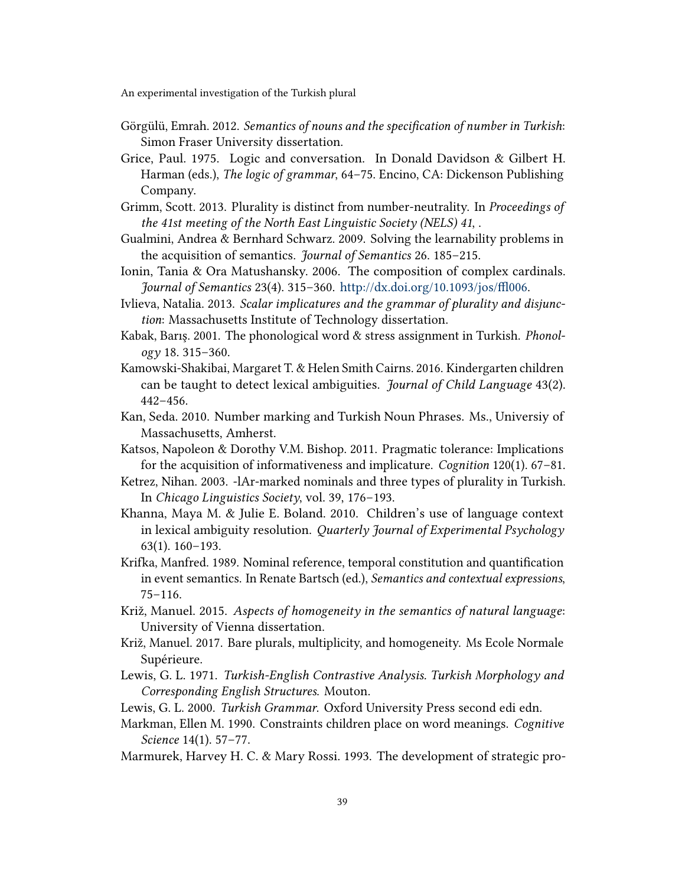Görgülü, Emrah. 2012. *Semantics of nouns and the specification of number in Turkish*: Simon Fraser University dissertation.

Grice, Paul. 1975. Logic and conversation. In Donald Davidson & Gilbert H. Harman (eds.), *The logic of grammar*, 64–75. Encino, CA: Dickenson Publishing Company.

Grimm, Scott. 2013. Plurality is distinct from number-neutrality. In *Proceedings of the 41st meeting of the North East Linguistic Society (NELS) 41*, .

Gualmini, Andrea & Bernhard Schwarz. 2009. Solving the learnability problems in the acquisition of semantics. *Journal of Semantics* 26. 185–215.

Ionin, Tania & Ora Matushansky. 2006. The composition of complex cardinals. *Journal of Semantics* 23(4). 315–360. http://dx.doi.org/10.1093/jos/ffl006.

Ivlieva, Natalia. 2013. *Scalar implicatures and the grammar of plurality and disjunction*: Massachusetts Institute of Technology dissertation.

Kabak, Barış. 2001. The phonological word & stress assignment in Turkish. *Phonology* 18. 315–360.

Kamowski-Shakibai, Margaret T. & Helen Smith Cairns. 2016. Kindergarten children can be taught to detect lexical ambiguities. *Journal of Child Language* 43(2). 442–456.

Kan, Seda. 2010. Number marking and Turkish Noun Phrases. Ms., Universiy of Massachusetts, Amherst.

Katsos, Napoleon & Dorothy V.M. Bishop. 2011. Pragmatic tolerance: Implications for the acquisition of informativeness and implicature. *Cognition* 120(1). 67–81.

Ketrez, Nihan. 2003. -lAr-marked nominals and three types of plurality in Turkish. In *Chicago Linguistics Society*, vol. 39, 176–193.

Khanna, Maya M. & Julie E. Boland. 2010. Children's use of language context in lexical ambiguity resolution. *Quarterly Journal of Experimental Psychology* 63(1). 160–193.

Krifka, Manfred. 1989. Nominal reference, temporal constitution and quantification in event semantics. In Renate Bartsch (ed.), *Semantics and contextual expressions*, 75–116.

Križ, Manuel. 2015. *Aspects of homogeneity in the semantics of natural language*: University of Vienna dissertation.

Križ, Manuel. 2017. Bare plurals, multiplicity, and homogeneity. Ms Ecole Normale Supérieure.

Lewis, G. L. 1971. *Turkish-English Contrastive Analysis. Turkish Morphology and Corresponding English Structures*. Mouton.

Lewis, G. L. 2000. *Turkish Grammar*. Oxford University Press second edi edn.

Markman, Ellen M. 1990. Constraints children place on word meanings. *Cognitive Science* 14(1). 57–77.

Marmurek, Harvey H. C. & Mary Rossi. 1993. The development of strategic pro-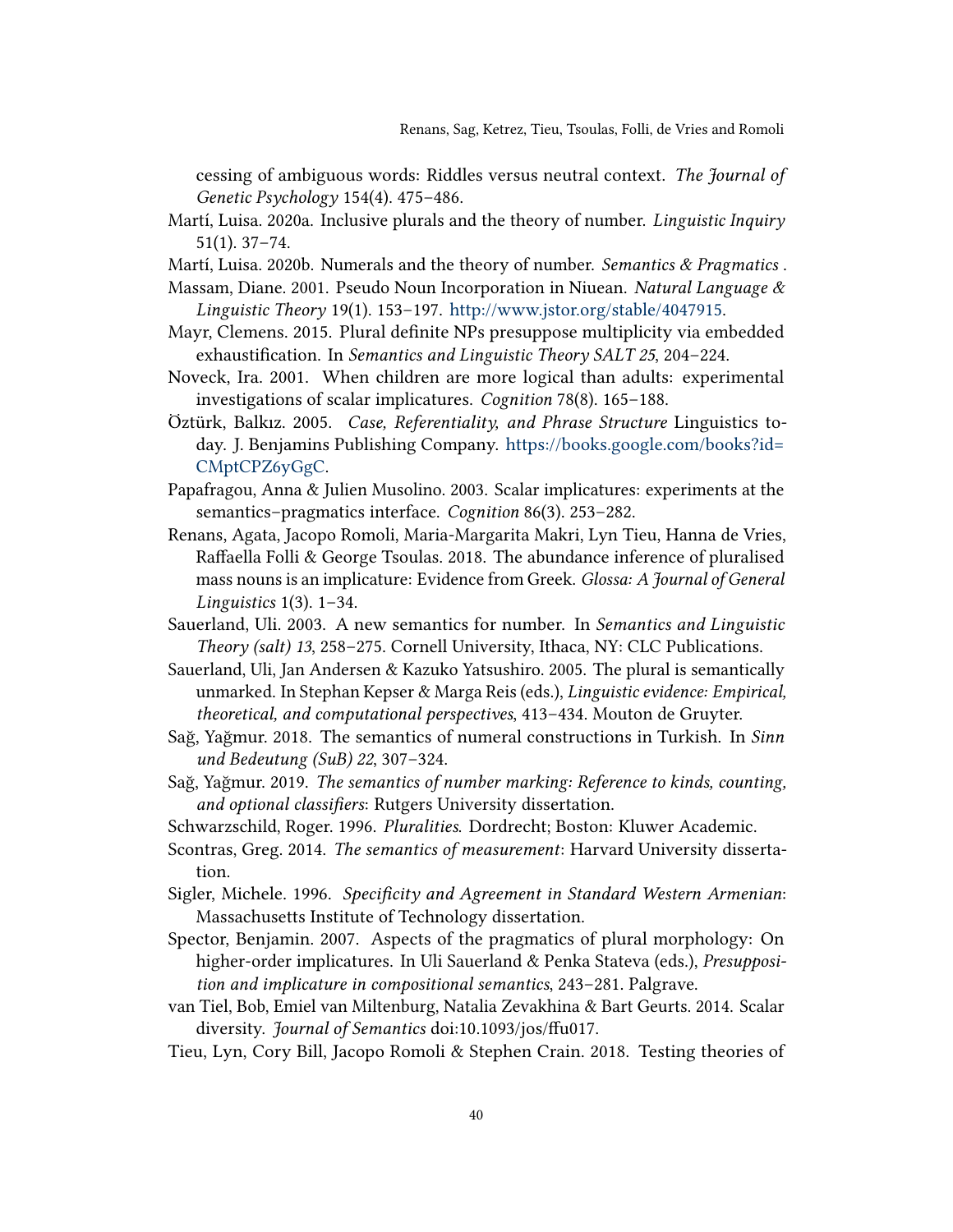cessing of ambiguous words: Riddles versus neutral context. *The Journal of Genetic Psychology* 154(4). 475–486.

Martí, Luisa. 2020a. Inclusive plurals and the theory of number. *Linguistic Inquiry* 51(1). 37–74.

Martí, Luisa. 2020b. Numerals and the theory of number. *Semantics & Pragmatics* .

Massam, Diane. 2001. Pseudo Noun Incorporation in Niuean. *Natural Language & Linguistic Theory* 19(1). 153–197. http://www.jstor.org/stable/4047915.

Mayr, Clemens. 2015. Plural definite NPs presuppose multiplicity via embedded exhaustification. In *Semantics and Linguistic Theory SALT 25*, 204–224.

Noveck, Ira. 2001. When children are more logical than adults: experimental investigations of scalar implicatures. *Cognition* 78(8). 165–188.

Öztürk, Balkız. 2005. *Case, Referentiality, and Phrase Structure* Linguistics today. J. Benjamins Publishing Company. https://books.google.com/books?id=CMptCPZ6yGgC.

Papafragou, Anna & Julien Musolino. 2003. Scalar implicatures: experiments at the semantics–pragmatics interface. *Cognition* 86(3). 253–282.

Renans, Agata, Jacopo Romoli, Maria-Margarita Makri, Lyn Tieu, Hanna de Vries, Raffaella Folli & George Tsoulas. 2018. The abundance inference of pluralised mass nouns is an implicature: Evidence from Greek. *Glossa: A Journal of General Linguistics* 1(3). 1–34.

Sauerland, Uli. 2003. A new semantics for number. In *Semantics and Linguistic Theory (salt) 13*, 258–275. Cornell University, Ithaca, NY: CLC Publications.

Sauerland, Uli, Jan Andersen & Kazuko Yatsushiro. 2005. The plural is semantically unmarked. In Stephan Kepser & Marga Reis (eds.), *Linguistic evidence: Empirical, theoretical, and computational perspectives*, 413–434. Mouton de Gruyter.

Sağ, Yağmur. 2018. The semantics of numeral constructions in Turkish. In *Sinn und Bedeutung (SuB) 22*, 307–324.

Sağ, Yağmur. 2019. *The semantics of number marking: Reference to kinds, counting, and optional classifiers*: Rutgers University dissertation.

Schwarzschild, Roger. 1996. *Pluralities*. Dordrecht; Boston: Kluwer Academic.

Scontras, Greg. 2014. *The semantics of measurement*: Harvard University dissertation.

Sigler, Michele. 1996. *Specificity and Agreement in Standard Western Armenian*: Massachusetts Institute of Technology dissertation.

Spector, Benjamin. 2007. Aspects of the pragmatics of plural morphology: On higher-order implicatures. In Uli Sauerland & Penka Stateva (eds.), *Presupposition and implicature in compositional semantics*, 243–281. Palgrave.

van Tiel, Bob, Emiel van Miltenburg, Natalia Zevakhina & Bart Geurts. 2014. Scalar diversity. *Journal of Semantics* doi:10.1093/jos/ffu017.

Tieu, Lyn, Cory Bill, Jacopo Romoli & Stephen Crain. 2018. Testing theories of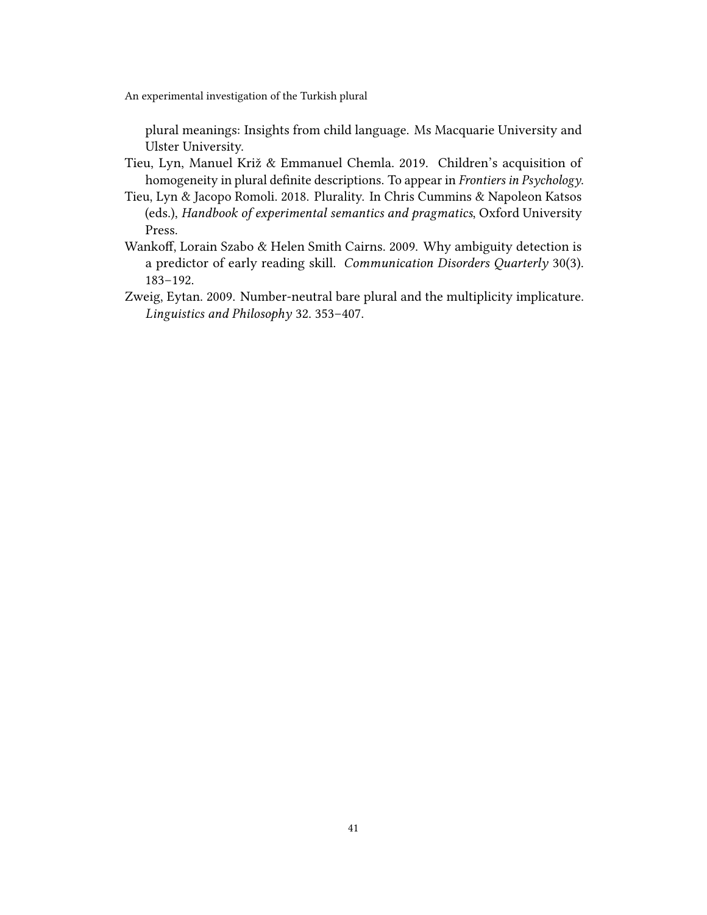plural meanings: Insights from child language. Ms Macquarie University and Ulster University.

Tieu, Lyn, Manuel Križ & Emmanuel Chemla. 2019. Children's acquisition of homogeneity in plural definite descriptions. To appear in *Frontiers in Psychology*.

Tieu, Lyn & Jacopo Romoli. 2018. Plurality. In Chris Cummins & Napoleon Katsos (eds.), *Handbook of experimental semantics and pragmatics*, Oxford University Press.

Wankoff, Lorain Szabo & Helen Smith Cairns. 2009. Why ambiguity detection is a predictor of early reading skill. *Communication Disorders Quarterly* 30(3). 183–192.

Zweig, Eytan. 2009. Number-neutral bare plural and the multiplicity implicature. *Linguistics and Philosophy* 32. 353–407.